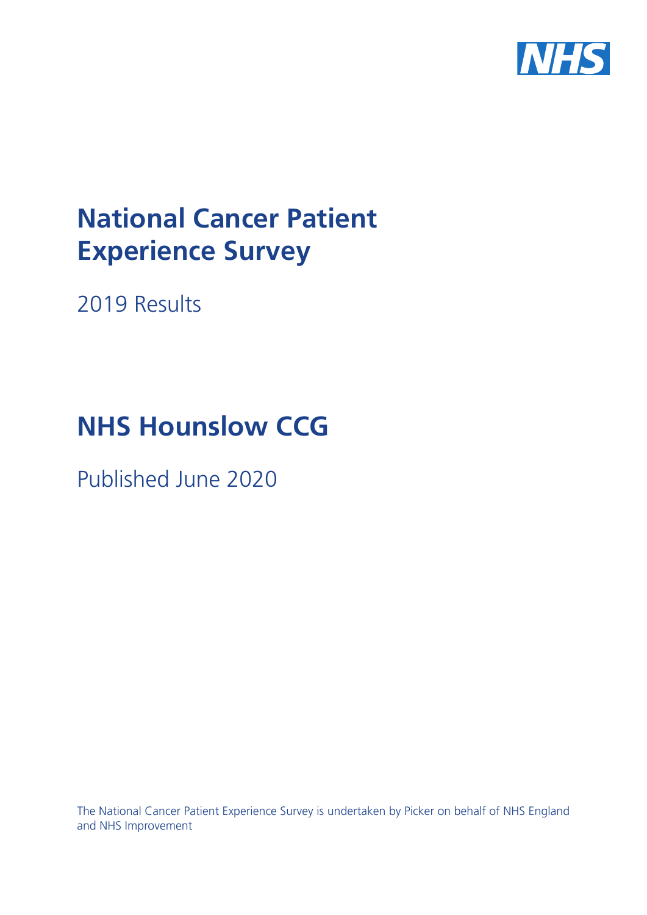# National Cancer Patient Experience Survey

2019 Results

# NHS Hounslow CCG

Published June 2020

The National Cancer Patient Experience Survey is undertaken by Picker on behalf of NHS England and NHS Improvement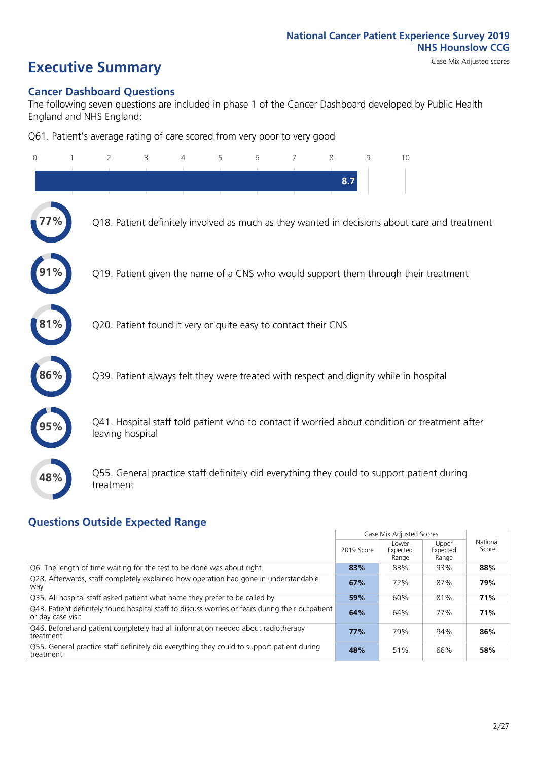National Cancer Patient Experience Survey 2019
NHS Hounslow CCG

# Executive Summary

Case Mix Adjusted scores

## Cancer Dashboard Questions

The following seven questions are included in phase 1 of the Cancer Dashboard developed by Public Health England and NHS England:

Q61. Patient's average rating of care scored from very poor to very good

8.7

77% Q18. Patient definitely involved as much as they wanted in decisions about care and treatment

91% Q19. Patient given the name of a CNS who would support them through their treatment

81% Q20. Patient found it very or quite easy to contact their CNS

86% Q39. Patient always felt they were treated with respect and dignity while in hospital

95% Q41. Hospital staff told patient who to contact if worried about condition or treatment after leaving hospital

48% Q55. General practice staff definitely did everything they could to support patient during treatment

## Questions Outside Expected Range

| | Case Mix Adjusted Scores | | | National Score |
|---|---|---|---|---|
| | 2019 Score | Lower Expected Range | Upper Expected Range | |
| Q6. The length of time waiting for the test to be done was about right | **83%** | 83% | 93% | **88%** |
| Q28. Afterwards, staff completely explained how operation had gone in understandable way | **67%** | 72% | 87% | **79%** |
| Q35. All hospital staff asked patient what name they prefer to be called by | **59%** | 60% | 81% | **71%** |
| Q43. Patient definitely found hospital staff to discuss worries or fears during their outpatient or day case visit | **64%** | 64% | 77% | **71%** |
| Q46. Beforehand patient completely had all information needed about radiotherapy treatment | **77%** | 79% | 94% | **86%** |
| Q55. General practice staff definitely did everything they could to support patient during treatment | **48%** | 51% | 66% | **58%** |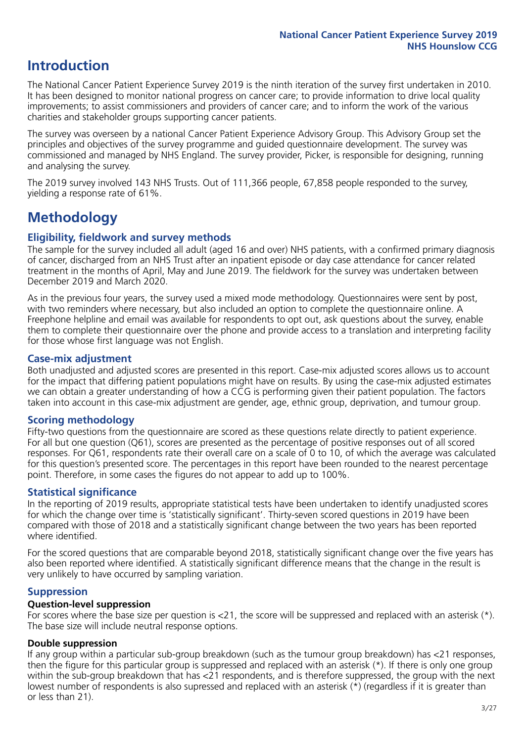# Introduction

The National Cancer Patient Experience Survey 2019 is the ninth iteration of the survey first undertaken in 2010. It has been designed to monitor national progress on cancer care; to provide information to drive local quality improvements; to assist commissioners and providers of cancer care; and to inform the work of the various charities and stakeholder groups supporting cancer patients.

The survey was overseen by a national Cancer Patient Experience Advisory Group. This Advisory Group set the principles and objectives of the survey programme and guided questionnaire development. The survey was commissioned and managed by NHS England. The survey provider, Picker, is responsible for designing, running and analysing the survey.

The 2019 survey involved 143 NHS Trusts. Out of 111,366 people, 67,858 people responded to the survey, yielding a response rate of 61%.

# Methodology

### Eligibility, fieldwork and survey methods

The sample for the survey included all adult (aged 16 and over) NHS patients, with a confirmed primary diagnosis of cancer, discharged from an NHS Trust after an inpatient episode or day case attendance for cancer related treatment in the months of April, May and June 2019. The fieldwork for the survey was undertaken between December 2019 and March 2020.

As in the previous four years, the survey used a mixed mode methodology. Questionnaires were sent by post, with two reminders where necessary, but also included an option to complete the questionnaire online. A Freephone helpline and email was available for respondents to opt out, ask questions about the survey, enable them to complete their questionnaire over the phone and provide access to a translation and interpreting facility for those whose first language was not English.

### Case-mix adjustment

Both unadjusted and adjusted scores are presented in this report. Case-mix adjusted scores allows us to account for the impact that differing patient populations might have on results. By using the case-mix adjusted estimates we can obtain a greater understanding of how a CCG is performing given their patient population. The factors taken into account in this case-mix adjustment are gender, age, ethnic group, deprivation, and tumour group.

### Scoring methodology

Fifty-two questions from the questionnaire are scored as these questions relate directly to patient experience. For all but one question (Q61), scores are presented as the percentage of positive responses out of all scored responses. For Q61, respondents rate their overall care on a scale of 0 to 10, of which the average was calculated for this question's presented score. The percentages in this report have been rounded to the nearest percentage point. Therefore, in some cases the figures do not appear to add up to 100%.

### Statistical significance

In the reporting of 2019 results, appropriate statistical tests have been undertaken to identify unadjusted scores for which the change over time is 'statistically significant'. Thirty-seven scored questions in 2019 have been compared with those of 2018 and a statistically significant change between the two years has been reported where identified.

For the scored questions that are comparable beyond 2018, statistically significant change over the five years has also been reported where identified. A statistically significant difference means that the change in the result is very unlikely to have occurred by sampling variation.

### Suppression

#### Question-level suppression

For scores where the base size per question is <21, the score will be suppressed and replaced with an asterisk (*). The base size will include neutral response options.

#### Double suppression

If any group within a particular sub-group breakdown (such as the tumour group breakdown) has <21 responses, then the figure for this particular group is suppressed and replaced with an asterisk (*). If there is only one group within the sub-group breakdown that has <21 respondents, and is therefore suppressed, the group with the next lowest number of respondents is also supressed and replaced with an asterisk (*) (regardless if it is greater than or less than 21).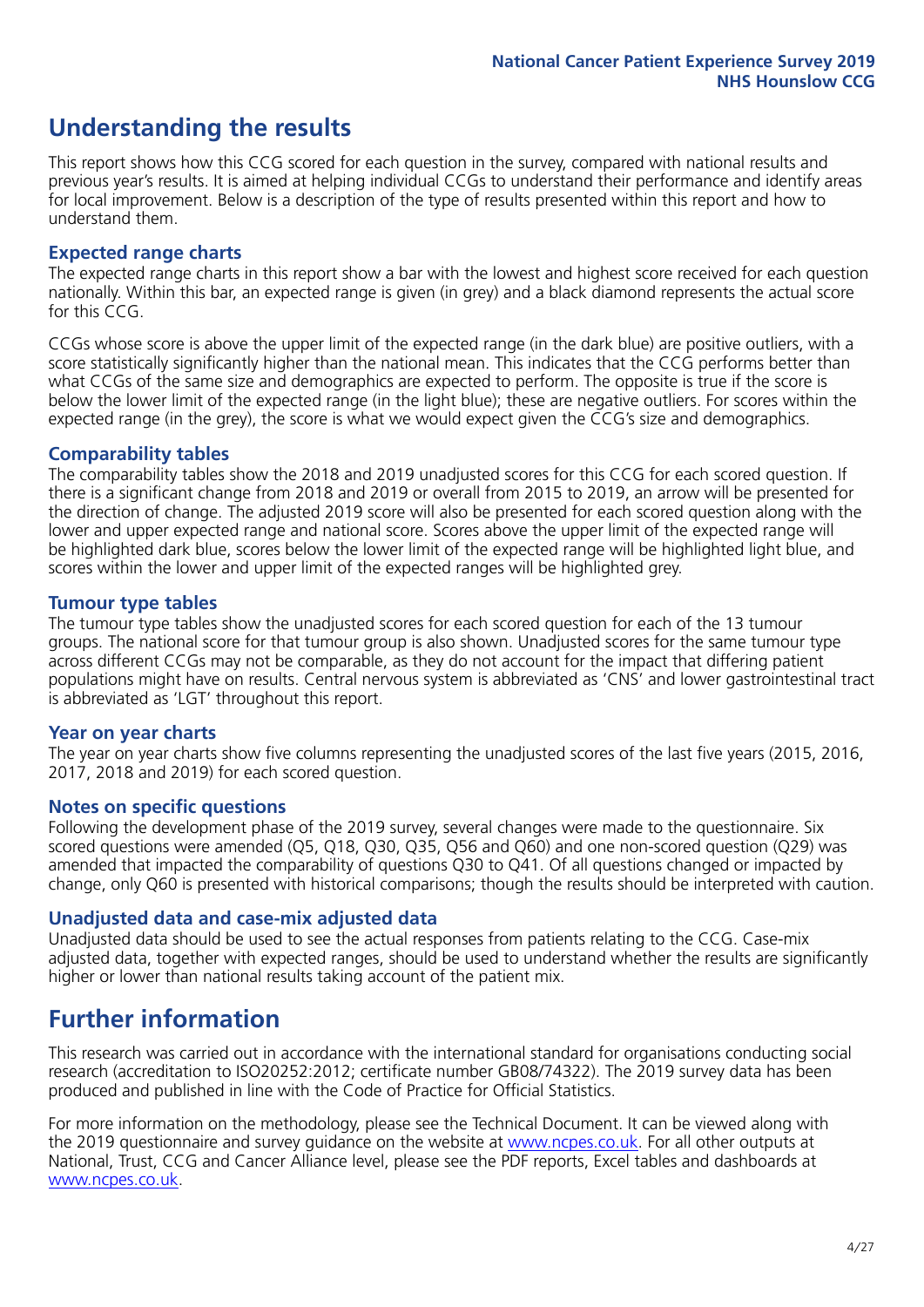## Understanding the results

This report shows how this CCG scored for each question in the survey, compared with national results and previous year's results. It is aimed at helping individual CCGs to understand their performance and identify areas for local improvement. Below is a description of the type of results presented within this report and how to understand them.

### Expected range charts

The expected range charts in this report show a bar with the lowest and highest score received for each question nationally. Within this bar, an expected range is given (in grey) and a black diamond represents the actual score for this CCG.

CCGs whose score is above the upper limit of the expected range (in the dark blue) are positive outliers, with a score statistically significantly higher than the national mean. This indicates that the CCG performs better than what CCGs of the same size and demographics are expected to perform. The opposite is true if the score is below the lower limit of the expected range (in the light blue); these are negative outliers. For scores within the expected range (in the grey), the score is what we would expect given the CCG's size and demographics.

### Comparability tables

The comparability tables show the 2018 and 2019 unadjusted scores for this CCG for each scored question. If there is a significant change from 2018 and 2019 or overall from 2015 to 2019, an arrow will be presented for the direction of change. The adjusted 2019 score will also be presented for each scored question along with the lower and upper expected range and national score. Scores above the upper limit of the expected range will be highlighted dark blue, scores below the lower limit of the expected range will be highlighted light blue, and scores within the lower and upper limit of the expected ranges will be highlighted grey.

### Tumour type tables

The tumour type tables show the unadjusted scores for each scored question for each of the 13 tumour groups. The national score for that tumour group is also shown. Unadjusted scores for the same tumour type across different CCGs may not be comparable, as they do not account for the impact that differing patient populations might have on results. Central nervous system is abbreviated as 'CNS' and lower gastrointestinal tract is abbreviated as 'LGT' throughout this report.

### Year on year charts

The year on year charts show five columns representing the unadjusted scores of the last five years (2015, 2016, 2017, 2018 and 2019) for each scored question.

### Notes on specific questions

Following the development phase of the 2019 survey, several changes were made to the questionnaire. Six scored questions were amended (Q5, Q18, Q30, Q35, Q56 and Q60) and one non-scored question (Q29) was amended that impacted the comparability of questions Q30 to Q41. Of all questions changed or impacted by change, only Q60 is presented with historical comparisons; though the results should be interpreted with caution.

### Unadjusted data and case-mix adjusted data

Unadjusted data should be used to see the actual responses from patients relating to the CCG. Case-mix adjusted data, together with expected ranges, should be used to understand whether the results are significantly higher or lower than national results taking account of the patient mix.

## Further information

This research was carried out in accordance with the international standard for organisations conducting social research (accreditation to ISO20252:2012; certificate number GB08/74322). The 2019 survey data has been produced and published in line with the Code of Practice for Official Statistics.

For more information on the methodology, please see the Technical Document. It can be viewed along with the 2019 questionnaire and survey guidance on the website at www.ncpes.co.uk. For all other outputs at National, Trust, CCG and Cancer Alliance level, please see the PDF reports, Excel tables and dashboards at www.ncpes.co.uk.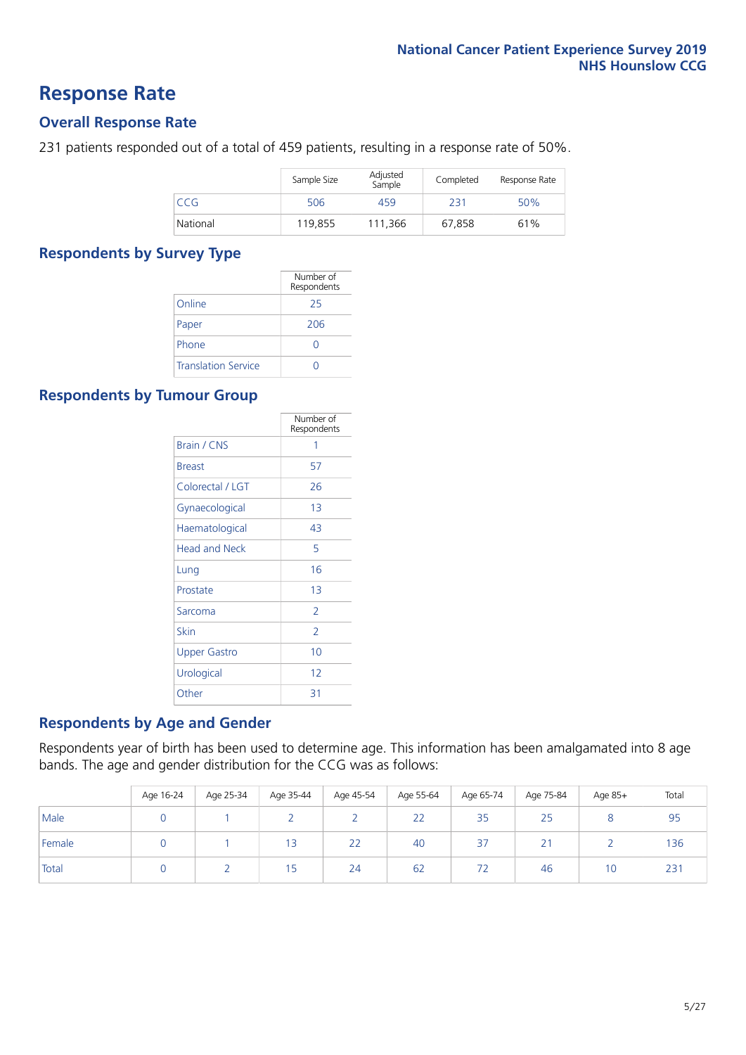# Response Rate

## Overall Response Rate

231 patients responded out of a total of 459 patients, resulting in a response rate of 50%.

| | Sample Size | Adjusted Sample | Completed | Response Rate |
|---|---|---|---|---|
| CCG | 506 | 459 | 231 | 50% |
| National | 119,855 | 111,366 | 67,858 | 61% |

## Respondents by Survey Type

| | Number of Respondents |
|---|---|
| Online | 25 |
| Paper | 206 |
| Phone | 0 |
| Translation Service | 0 |

## Respondents by Tumour Group

| | Number of Respondents |
|---|---|
| Brain / CNS | 1 |
| Breast | 57 |
| Colorectal / LGT | 26 |
| Gynaecological | 13 |
| Haematological | 43 |
| Head and Neck | 5 |
| Lung | 16 |
| Prostate | 13 |
| Sarcoma | 2 |
| Skin | 2 |
| Upper Gastro | 10 |
| Urological | 12 |
| Other | 31 |

## Respondents by Age and Gender

Respondents year of birth has been used to determine age. This information has been amalgamated into 8 age bands. The age and gender distribution for the CCG was as follows:

| | Age 16-24 | Age 25-34 | Age 35-44 | Age 45-54 | Age 55-64 | Age 65-74 | Age 75-84 | Age 85+ | Total |
|---|---|---|---|---|---|---|---|---|---|
| Male | 0 | 1 | 2 | 2 | 22 | 35 | 25 | 8 | 95 |
| Female | 0 | 1 | 13 | 22 | 40 | 37 | 21 | 2 | 136 |
| Total | 0 | 2 | 15 | 24 | 62 | 72 | 46 | 10 | 231 |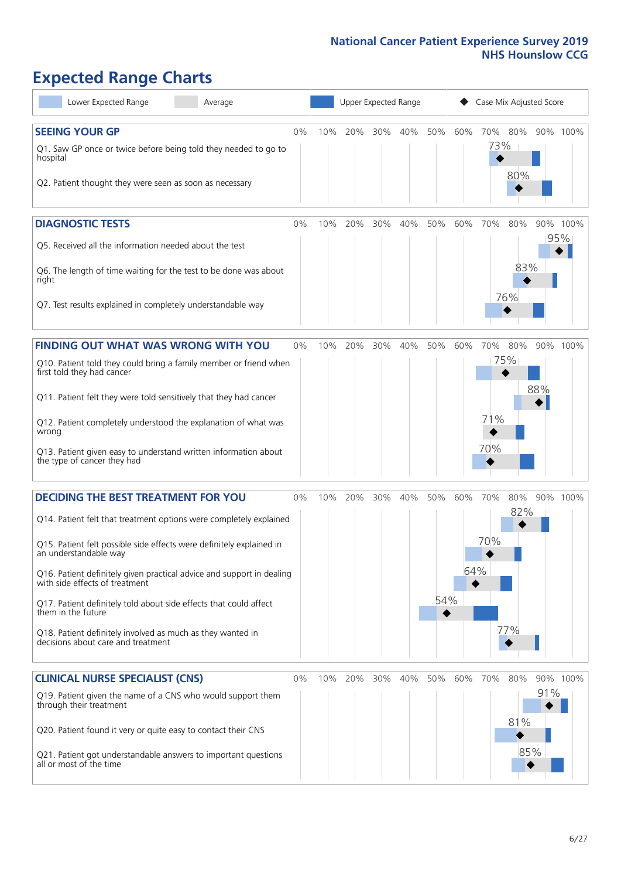# Expected Range Charts

Legend: Lower Expected Range | Average | Upper Expected Range | Case Mix Adjusted Score

## SEEING YOUR GP

| Question | Case Mix Adjusted Score |
|---|---|
| Q1. Saw GP once or twice before being told they needed to go to hospital | 73% |
| Q2. Patient thought they were seen as soon as necessary | 80% |

## DIAGNOSTIC TESTS

| Question | Case Mix Adjusted Score |
|---|---|
| Q5. Received all the information needed about the test | 95% |
| Q6. The length of time waiting for the test to be done was about right | 83% |
| Q7. Test results explained in completely understandable way | 76% |

## FINDING OUT WHAT WAS WRONG WITH YOU

| Question | Case Mix Adjusted Score |
|---|---|
| Q10. Patient told they could bring a family member or friend when first told they had cancer | 75% |
| Q11. Patient felt they were told sensitively that they had cancer | 88% |
| Q12. Patient completely understood the explanation of what was wrong | 71% |
| Q13. Patient given easy to understand written information about the type of cancer they had | 70% |

## DECIDING THE BEST TREATMENT FOR YOU

| Question | Case Mix Adjusted Score |
|---|---|
| Q14. Patient felt that treatment options were completely explained | 82% |
| Q15. Patient felt possible side effects were definitely explained in an understandable way | 70% |
| Q16. Patient definitely given practical advice and support in dealing with side effects of treatment | 64% |
| Q17. Patient definitely told about side effects that could affect them in the future | 54% |
| Q18. Patient definitely involved as much as they wanted in decisions about care and treatment | 77% |

## CLINICAL NURSE SPECIALIST (CNS)

| Question | Case Mix Adjusted Score |
|---|---|
| Q19. Patient given the name of a CNS who would support them through their treatment | 91% |
| Q20. Patient found it very or quite easy to contact their CNS | 81% |
| Q21. Patient got understandable answers to important questions all or most of the time | 85% |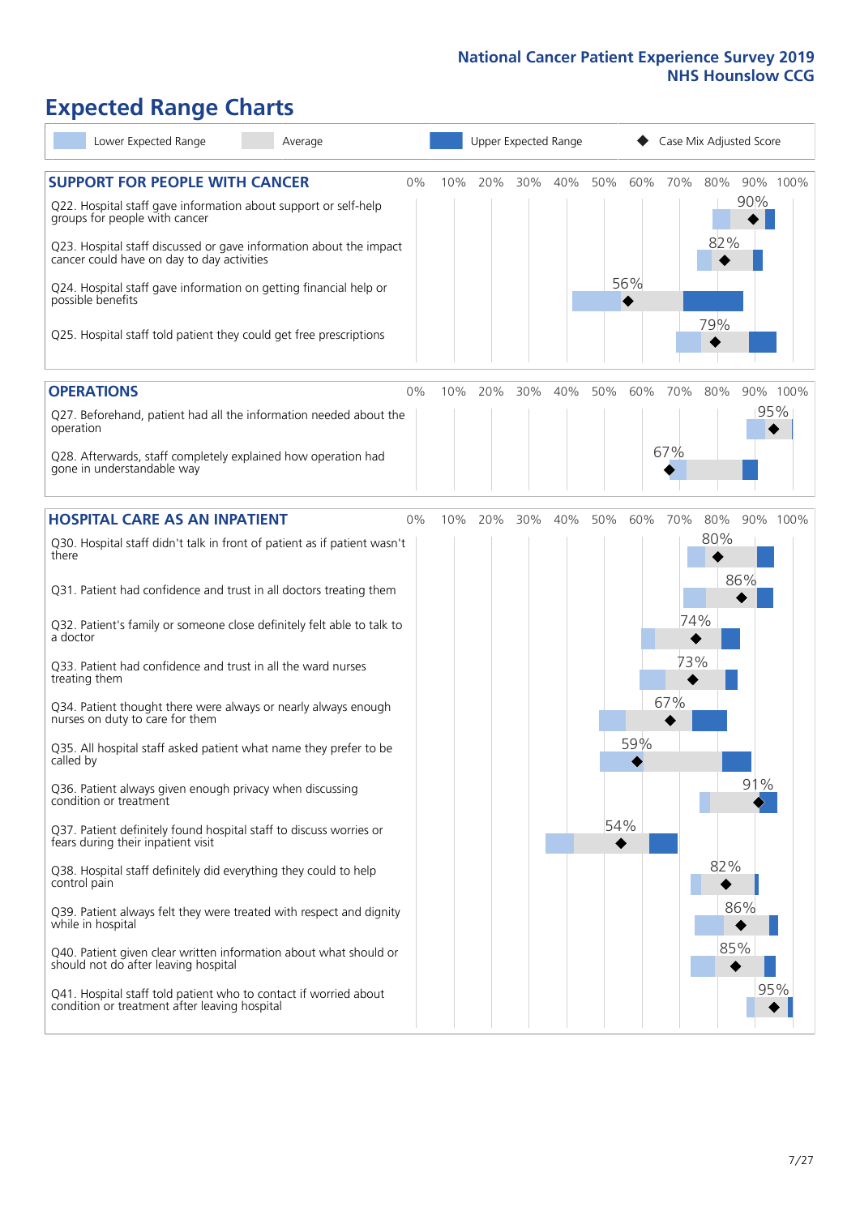# National Cancer Patient Experience Survey 2019
## NHS Hounslow CCG

# Expected Range Charts

Lower Expected Range | Average | Upper Expected Range | Case Mix Adjusted Score

## SUPPORT FOR PEOPLE WITH CANCER

| Question | Case Mix Adjusted Score |
|---|---|
| Q22. Hospital staff gave information about support or self-help groups for people with cancer | 90% |
| Q23. Hospital staff discussed or gave information about the impact cancer could have on day to day activities | 82% |
| Q24. Hospital staff gave information on getting financial help or possible benefits | 56% |
| Q25. Hospital staff told patient they could get free prescriptions | 79% |

## OPERATIONS

| Question | Case Mix Adjusted Score |
|---|---|
| Q27. Beforehand, patient had all the information needed about the operation | 95% |
| Q28. Afterwards, staff completely explained how operation had gone in understandable way | 67% |

## HOSPITAL CARE AS AN INPATIENT

| Question | Case Mix Adjusted Score |
|---|---|
| Q30. Hospital staff didn't talk in front of patient as if patient wasn't there | 80% |
| Q31. Patient had confidence and trust in all doctors treating them | 86% |
| Q32. Patient's family or someone close definitely felt able to talk to a doctor | 74% |
| Q33. Patient had confidence and trust in all the ward nurses treating them | 73% |
| Q34. Patient thought there were always or nearly always enough nurses on duty to care for them | 67% |
| Q35. All hospital staff asked patient what name they prefer to be called by | 59% |
| Q36. Patient always given enough privacy when discussing condition or treatment | 91% |
| Q37. Patient definitely found hospital staff to discuss worries or fears during their inpatient visit | 54% |
| Q38. Hospital staff definitely did everything they could to help control pain | 82% |
| Q39. Patient always felt they were treated with respect and dignity while in hospital | 86% |
| Q40. Patient given clear written information about what should or should not do after leaving hospital | 85% |
| Q41. Hospital staff told patient who to contact if worried about condition or treatment after leaving hospital | 95% |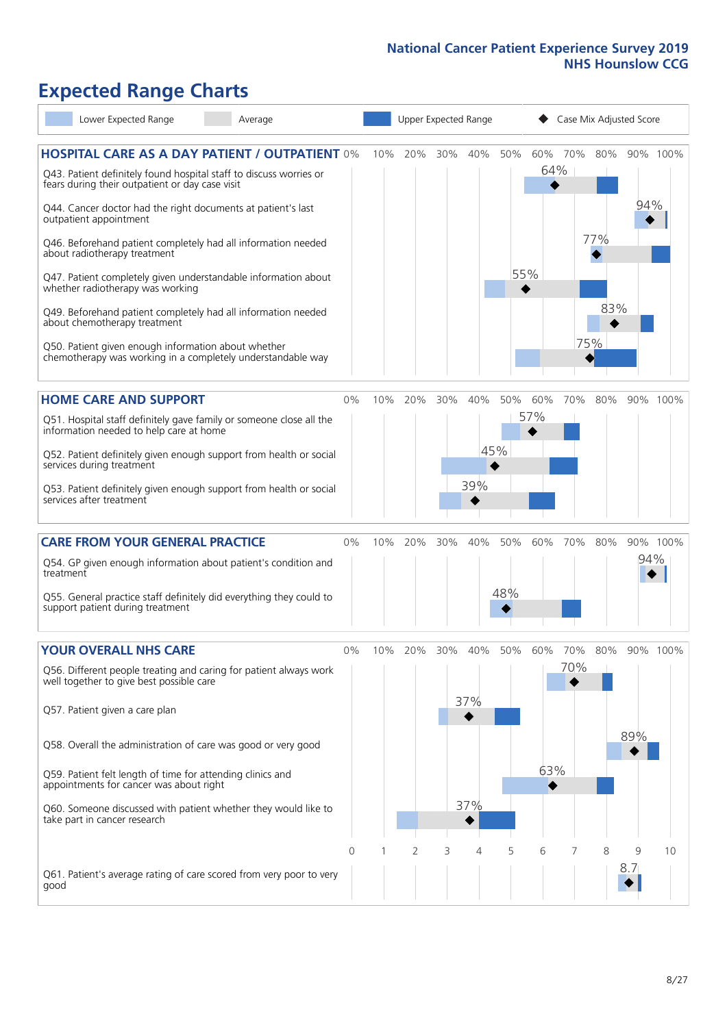# Expected Range Charts

Legend: Lower Expected Range | Average | Upper Expected Range | Case Mix Adjusted Score

## HOSPITAL CARE AS A DAY PATIENT / OUTPATIENT

| Question | Case Mix Adjusted Score |
| --- | --- |
| Q43. Patient definitely found hospital staff to discuss worries or fears during their outpatient or day case visit | 64% |
| Q44. Cancer doctor had the right documents at patient's last outpatient appointment | 94% |
| Q46. Beforehand patient completely had all information needed about radiotherapy treatment | 77% |
| Q47. Patient completely given understandable information about whether radiotherapy was working | 55% |
| Q49. Beforehand patient completely had all information needed about chemotherapy treatment | 83% |
| Q50. Patient given enough information about whether chemotherapy was working in a completely understandable way | 75% |

## HOME CARE AND SUPPORT

| Question | Case Mix Adjusted Score |
| --- | --- |
| Q51. Hospital staff definitely gave family or someone close all the information needed to help care at home | 57% |
| Q52. Patient definitely given enough support from health or social services during treatment | 45% |
| Q53. Patient definitely given enough support from health or social services after treatment | 39% |

## CARE FROM YOUR GENERAL PRACTICE

| Question | Case Mix Adjusted Score |
| --- | --- |
| Q54. GP given enough information about patient's condition and treatment | 94% |
| Q55. General practice staff definitely did everything they could to support patient during treatment | 48% |

## YOUR OVERALL NHS CARE

| Question | Case Mix Adjusted Score |
| --- | --- |
| Q56. Different people treating and caring for patient always work well together to give best possible care | 70% |
| Q57. Patient given a care plan | 37% |
| Q58. Overall the administration of care was good or very good | 89% |
| Q59. Patient felt length of time for attending clinics and appointments for cancer was about right | 63% |
| Q60. Someone discussed with patient whether they would like to take part in cancer research | 37% |
| Q61. Patient's average rating of care scored from very poor to very good | 8.7 |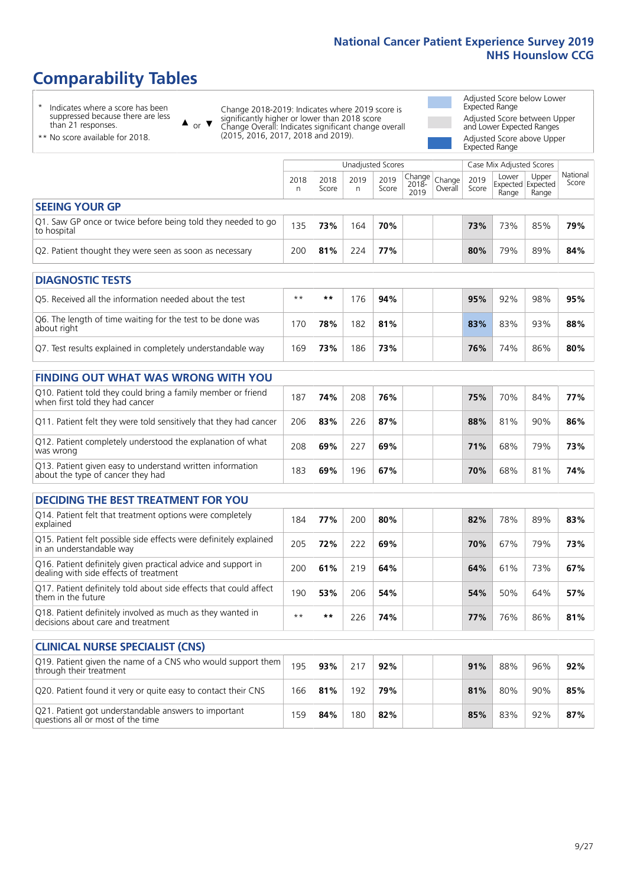# Comparability Tables

- \* Indicates where a score has been suppressed because there are less than 21 responses.
- \*\* No score available for 2018.

▲ or ▼ Change 2018-2019: Indicates where 2019 score is significantly higher or lower than 2018 score
Change Overall: Indicates significant change overall (2015, 2016, 2017, 2018 and 2019).

- Adjusted Score below Lower Expected Range
- Adjusted Score between Upper and Lower Expected Ranges
- Adjusted Score above Upper Expected Range

| | Unadjusted Scores | | | | | | Case Mix Adjusted Scores | | | |
|---|---|---|---|---|---|---|---|---|---|---|
| | 2018 n | 2018 Score | 2019 n | 2019 Score | Change 2018-2019 | Change Overall | 2019 Score | Lower Expected Range | Upper Expected Range | National Score |
| **SEEING YOUR GP** | | | | | | | | | | |
| Q1. Saw GP once or twice before being told they needed to go to hospital | 135 | **73%** | 164 | **70%** | | | **73%** | 73% | 85% | **79%** |
| Q2. Patient thought they were seen as soon as necessary | 200 | **81%** | 224 | **77%** | | | **80%** | 79% | 89% | **84%** |
| **DIAGNOSTIC TESTS** | | | | | | | | | | |
| Q5. Received all the information needed about the test | ** | ** | 176 | **94%** | | | **95%** | 92% | 98% | **95%** |
| Q6. The length of time waiting for the test to be done was about right | 170 | **78%** | 182 | **81%** | | | **83%** | 83% | 93% | **88%** |
| Q7. Test results explained in completely understandable way | 169 | **73%** | 186 | **73%** | | | **76%** | 74% | 86% | **80%** |
| **FINDING OUT WHAT WAS WRONG WITH YOU** | | | | | | | | | | |
| Q10. Patient told they could bring a family member or friend when first told they had cancer | 187 | **74%** | 208 | **76%** | | | **75%** | 70% | 84% | **77%** |
| Q11. Patient felt they were told sensitively that they had cancer | 206 | **83%** | 226 | **87%** | | | **88%** | 81% | 90% | **86%** |
| Q12. Patient completely understood the explanation of what was wrong | 208 | **69%** | 227 | **69%** | | | **71%** | 68% | 79% | **73%** |
| Q13. Patient given easy to understand written information about the type of cancer they had | 183 | **69%** | 196 | **67%** | | | **70%** | 68% | 81% | **74%** |
| **DECIDING THE BEST TREATMENT FOR YOU** | | | | | | | | | | |
| Q14. Patient felt that treatment options were completely explained | 184 | **77%** | 200 | **80%** | | | **82%** | 78% | 89% | **83%** |
| Q15. Patient felt possible side effects were definitely explained in an understandable way | 205 | **72%** | 222 | **69%** | | | **70%** | 67% | 79% | **73%** |
| Q16. Patient definitely given practical advice and support in dealing with side effects of treatment | 200 | **61%** | 219 | **64%** | | | **64%** | 61% | 73% | **67%** |
| Q17. Patient definitely told about side effects that could affect them in the future | 190 | **53%** | 206 | **54%** | | | **54%** | 50% | 64% | **57%** |
| Q18. Patient definitely involved as much as they wanted in decisions about care and treatment | ** | ** | 226 | **74%** | | | **77%** | 76% | 86% | **81%** |
| **CLINICAL NURSE SPECIALIST (CNS)** | | | | | | | | | | |
| Q19. Patient given the name of a CNS who would support them through their treatment | 195 | **93%** | 217 | **92%** | | | **91%** | 88% | 96% | **92%** |
| Q20. Patient found it very or quite easy to contact their CNS | 166 | **81%** | 192 | **79%** | | | **81%** | 80% | 90% | **85%** |
| Q21. Patient got understandable answers to important questions all or most of the time | 159 | **84%** | 180 | **82%** | | | **85%** | 83% | 92% | **87%** |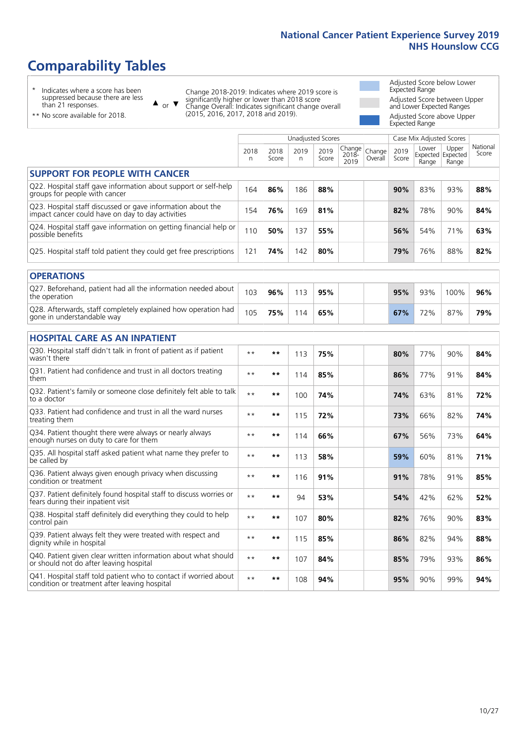# Comparability Tables

- \* Indicates where a score has been suppressed because there are less than 21 responses.
- \*\* No score available for 2018.

▲ or ▼ Change 2018-2019: Indicates where 2019 score is significantly higher or lower than 2018 score. Change Overall: Indicates significant change overall (2015, 2016, 2017, 2018 and 2019).

- Adjusted Score below Lower Expected Range
- Adjusted Score between Upper and Lower Expected Ranges
- Adjusted Score above Upper Expected Range

| | Unadjusted Scores | | | | | | Case Mix Adjusted Scores | | | |
|---|---|---|---|---|---|---|---|---|---|---|
| | 2018 n | 2018 Score | 2019 n | 2019 Score | Change 2018-2019 | Change Overall | 2019 Score | Lower Expected Range | Upper Expected Range | National Score |
| **SUPPORT FOR PEOPLE WITH CANCER** | | | | | | | | | | |
| Q22. Hospital staff gave information about support or self-help groups for people with cancer | 164 | 86% | 186 | 88% | | | 90% | 83% | 93% | 88% |
| Q23. Hospital staff discussed or gave information about the impact cancer could have on day to day activities | 154 | 76% | 169 | 81% | | | 82% | 78% | 90% | 84% |
| Q24. Hospital staff gave information on getting financial help or possible benefits | 110 | 50% | 137 | 55% | | | 56% | 54% | 71% | 63% |
| Q25. Hospital staff told patient they could get free prescriptions | 121 | 74% | 142 | 80% | | | 79% | 76% | 88% | 82% |
| **OPERATIONS** | | | | | | | | | | |
| Q27. Beforehand, patient had all the information needed about the operation | 103 | 96% | 113 | 95% | | | 95% | 93% | 100% | 96% |
| Q28. Afterwards, staff completely explained how operation had gone in understandable way | 105 | 75% | 114 | 65% | | | 67% | 72% | 87% | 79% |
| **HOSPITAL CARE AS AN INPATIENT** | | | | | | | | | | |
| Q30. Hospital staff didn't talk in front of patient as if patient wasn't there | ** | ** | 113 | 75% | | | 80% | 77% | 90% | 84% |
| Q31. Patient had confidence and trust in all doctors treating them | ** | ** | 114 | 85% | | | 86% | 77% | 91% | 84% |
| Q32. Patient's family or someone close definitely felt able to talk to a doctor | ** | ** | 100 | 74% | | | 74% | 63% | 81% | 72% |
| Q33. Patient had confidence and trust in all the ward nurses treating them | ** | ** | 115 | 72% | | | 73% | 66% | 82% | 74% |
| Q34. Patient thought there were always or nearly always enough nurses on duty to care for them | ** | ** | 114 | 66% | | | 67% | 56% | 73% | 64% |
| Q35. All hospital staff asked patient what name they prefer to be called by | ** | ** | 113 | 58% | | | 59% | 60% | 81% | 71% |
| Q36. Patient always given enough privacy when discussing condition or treatment | ** | ** | 116 | 91% | | | 91% | 78% | 91% | 85% |
| Q37. Patient definitely found hospital staff to discuss worries or fears during their inpatient visit | ** | ** | 94 | 53% | | | 54% | 42% | 62% | 52% |
| Q38. Hospital staff definitely did everything they could to help control pain | ** | ** | 107 | 80% | | | 82% | 76% | 90% | 83% |
| Q39. Patient always felt they were treated with respect and dignity while in hospital | ** | ** | 115 | 85% | | | 86% | 82% | 94% | 88% |
| Q40. Patient given clear written information about what should or should not do after leaving hospital | ** | ** | 107 | 84% | | | 85% | 79% | 93% | 86% |
| Q41. Hospital staff told patient who to contact if worried about condition or treatment after leaving hospital | ** | ** | 108 | 94% | | | 95% | 90% | 99% | 94% |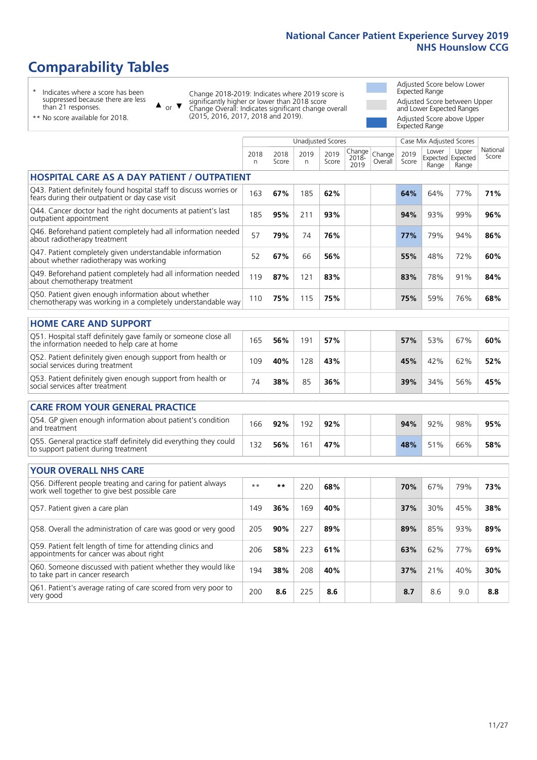# Comparability Tables

\* Indicates where a score has been suppressed because there are less than 21 responses.

\*\* No score available for 2018.

▲ or ▼ Change 2018-2019: Indicates where 2019 score is significantly higher or lower than 2018 score. Change Overall: Indicates significant change overall (2015, 2016, 2017, 2018 and 2019).

Adjusted Score below Lower Expected Range

Adjusted Score between Upper and Lower Expected Ranges

Adjusted Score above Upper Expected Range

| | Unadjusted Scores | | | | | | Case Mix Adjusted Scores | | | |
|---|---|---|---|---|---|---|---|---|---|---|
| | 2018 n | 2018 Score | 2019 n | 2019 Score | Change 2018-2019 | Change Overall | 2019 Score | Lower Expected Range | Upper Expected Range | National Score |
| **HOSPITAL CARE AS A DAY PATIENT / OUTPATIENT** | | | | | | | | | | |
| Q43. Patient definitely found hospital staff to discuss worries or fears during their outpatient or day case visit | 163 | **67%** | 185 | **62%** | | | **64%** | 64% | 77% | **71%** |
| Q44. Cancer doctor had the right documents at patient's last outpatient appointment | 185 | **95%** | 211 | **93%** | | | **94%** | 93% | 99% | **96%** |
| Q46. Beforehand patient completely had all information needed about radiotherapy treatment | 57 | **79%** | 74 | **76%** | | | **77%** | 79% | 94% | **86%** |
| Q47. Patient completely given understandable information about whether radiotherapy was working | 52 | **67%** | 66 | **56%** | | | **55%** | 48% | 72% | **60%** |
| Q49. Beforehand patient completely had all information needed about chemotherapy treatment | 119 | **87%** | 121 | **83%** | | | **83%** | 78% | 91% | **84%** |
| Q50. Patient given enough information about whether chemotherapy was working in a completely understandable way | 110 | **75%** | 115 | **75%** | | | **75%** | 59% | 76% | **68%** |
| **HOME CARE AND SUPPORT** | | | | | | | | | | |
| Q51. Hospital staff definitely gave family or someone close all the information needed to help care at home | 165 | **56%** | 191 | **57%** | | | **57%** | 53% | 67% | **60%** |
| Q52. Patient definitely given enough support from health or social services during treatment | 109 | **40%** | 128 | **43%** | | | **45%** | 42% | 62% | **52%** |
| Q53. Patient definitely given enough support from health or social services after treatment | 74 | **38%** | 85 | **36%** | | | **39%** | 34% | 56% | **45%** |
| **CARE FROM YOUR GENERAL PRACTICE** | | | | | | | | | | |
| Q54. GP given enough information about patient's condition and treatment | 166 | **92%** | 192 | **92%** | | | **94%** | 92% | 98% | **95%** |
| Q55. General practice staff definitely did everything they could to support patient during treatment | 132 | **56%** | 161 | **47%** | | | **48%** | 51% | 66% | **58%** |
| **YOUR OVERALL NHS CARE** | | | | | | | | | | |
| Q56. Different people treating and caring for patient always work well together to give best possible care | ** | ** | 220 | **68%** | | | **70%** | 67% | 79% | **73%** |
| Q57. Patient given a care plan | 149 | **36%** | 169 | **40%** | | | **37%** | 30% | 45% | **38%** |
| Q58. Overall the administration of care was good or very good | 205 | **90%** | 227 | **89%** | | | **89%** | 85% | 93% | **89%** |
| Q59. Patient felt length of time for attending clinics and appointments for cancer was about right | 206 | **58%** | 223 | **61%** | | | **63%** | 62% | 77% | **69%** |
| Q60. Someone discussed with patient whether they would like to take part in cancer research | 194 | **38%** | 208 | **40%** | | | **37%** | 21% | 40% | **30%** |
| Q61. Patient's average rating of care scored from very poor to very good | 200 | **8.6** | 225 | **8.6** | | | **8.7** | 8.6 | 9.0 | **8.8** |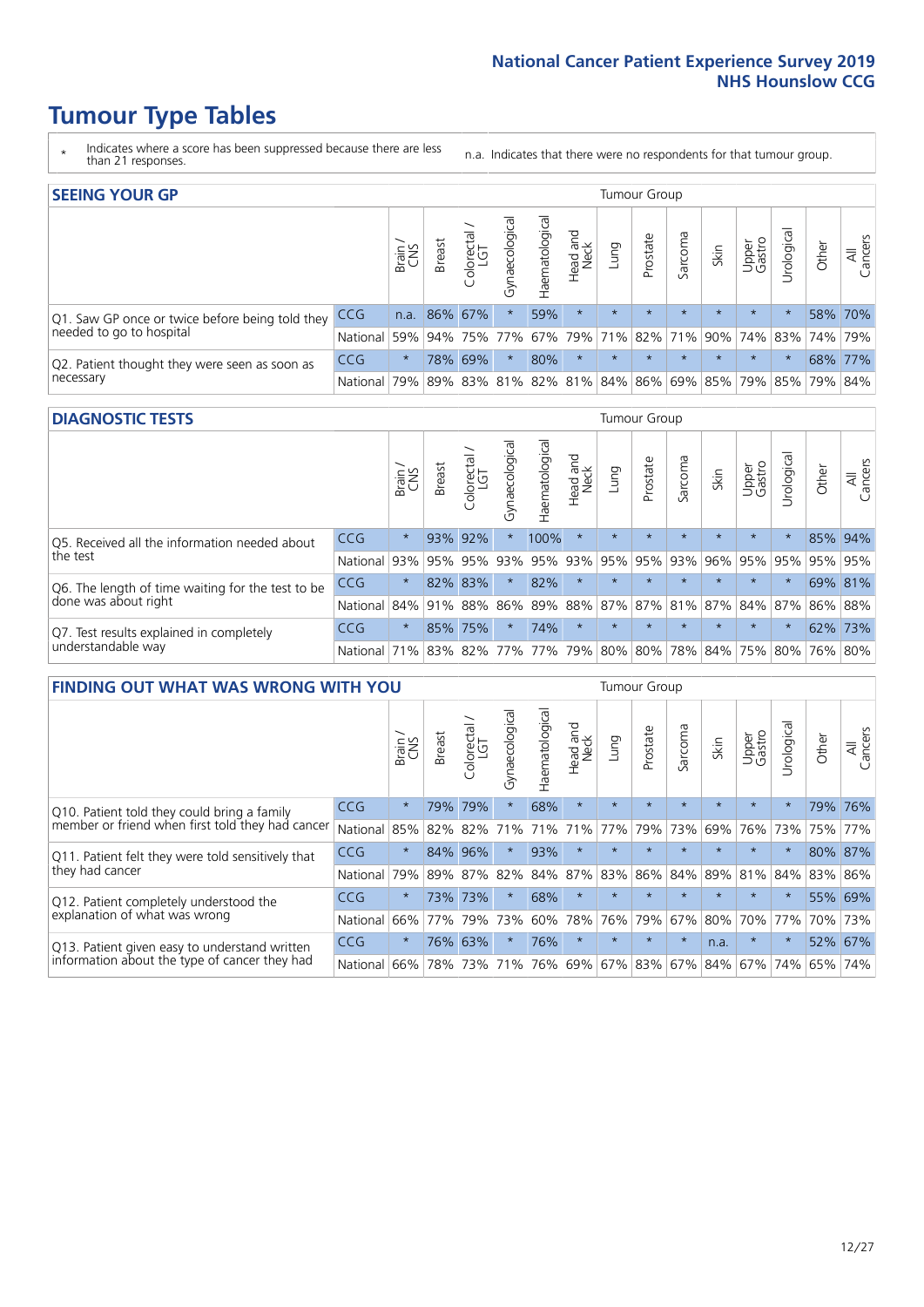# Tumour Type Tables

\* Indicates where a score has been suppressed because there are less than 21 responses.

n.a. Indicates that there were no respondents for that tumour group.

## SEEING YOUR GP

| | | Brain / CNS | Breast | Colorectal / LGT | Gynaecological | Haematological | Head and Neck | Lung | Prostate | Sarcoma | Skin | Upper Gastro | Urological | Other | All Cancers |
|---|---|---|---|---|---|---|---|---|---|---|---|---|---|---|---|
| Q1. Saw GP once or twice before being told they needed to go to hospital | CCG | n.a. | 86% | 67% | * | 59% | * | * | * | * | * | * | * | 58% | 70% |
| | National | 59% | 94% | 75% | 77% | 67% | 79% | 71% | 82% | 71% | 90% | 74% | 83% | 74% | 79% |
| Q2. Patient thought they were seen as soon as necessary | CCG | * | 78% | 69% | * | 80% | * | * | * | * | * | * | * | 68% | 77% |
| | National | 79% | 89% | 83% | 81% | 82% | 81% | 84% | 86% | 69% | 85% | 79% | 85% | 79% | 84% |

## DIAGNOSTIC TESTS

| | | Brain / CNS | Breast | Colorectal / LGT | Gynaecological | Haematological | Head and Neck | Lung | Prostate | Sarcoma | Skin | Upper Gastro | Urological | Other | All Cancers |
|---|---|---|---|---|---|---|---|---|---|---|---|---|---|---|---|
| Q5. Received all the information needed about the test | CCG | * | 93% | 92% | * | 100% | * | * | * | * | * | * | * | 85% | 94% |
| | National | 93% | 95% | 95% | 93% | 95% | 93% | 95% | 95% | 93% | 96% | 95% | 95% | 95% | 95% |
| Q6. The length of time waiting for the test to be done was about right | CCG | * | 82% | 83% | * | 82% | * | * | * | * | * | * | * | 69% | 81% |
| | National | 84% | 91% | 88% | 86% | 89% | 88% | 87% | 87% | 81% | 87% | 84% | 87% | 86% | 88% |
| Q7. Test results explained in completely understandable way | CCG | * | 85% | 75% | * | 74% | * | * | * | * | * | * | * | 62% | 73% |
| | National | 71% | 83% | 82% | 77% | 77% | 79% | 80% | 80% | 78% | 84% | 75% | 80% | 76% | 80% |

## FINDING OUT WHAT WAS WRONG WITH YOU

| | | Brain / CNS | Breast | Colorectal / LGT | Gynaecological | Haematological | Head and Neck | Lung | Prostate | Sarcoma | Skin | Upper Gastro | Urological | Other | All Cancers |
|---|---|---|---|---|---|---|---|---|---|---|---|---|---|---|---|
| Q10. Patient told they could bring a family member or friend when first told they had cancer | CCG | * | 79% | 79% | * | 68% | * | * | * | * | * | * | * | 79% | 76% |
| | National | 85% | 82% | 82% | 71% | 71% | 71% | 77% | 79% | 73% | 69% | 76% | 73% | 75% | 77% |
| Q11. Patient felt they were told sensitively that they had cancer | CCG | * | 84% | 96% | * | 93% | * | * | * | * | * | * | * | 80% | 87% |
| | National | 79% | 89% | 87% | 82% | 84% | 87% | 83% | 86% | 84% | 89% | 81% | 84% | 83% | 86% |
| Q12. Patient completely understood the explanation of what was wrong | CCG | * | 73% | 73% | * | 68% | * | * | * | * | * | * | * | 55% | 69% |
| | National | 66% | 77% | 79% | 73% | 60% | 78% | 76% | 79% | 67% | 80% | 70% | 77% | 70% | 73% |
| Q13. Patient given easy to understand written information about the type of cancer they had | CCG | * | 76% | 63% | * | 76% | * | * | * | * | n.a. | * | * | 52% | 67% |
| | National | 66% | 78% | 73% | 71% | 76% | 69% | 67% | 83% | 67% | 84% | 67% | 74% | 65% | 74% |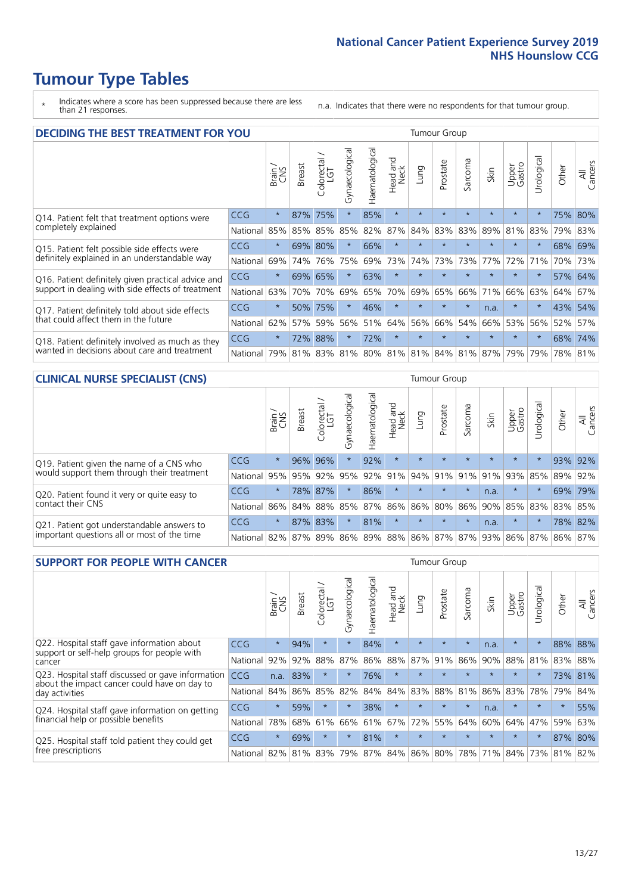# Tumour Type Tables

\* Indicates where a score has been suppressed because there are less than 21 responses.

n.a. Indicates that there were no respondents for that tumour group.

## DECIDING THE BEST TREATMENT FOR YOU

| | | Brain / CNS | Breast | Colorectal / LGT | Gynaecological | Haematological | Head and Neck | Lung | Prostate | Sarcoma | Skin | Upper Gastro | Urological | Other | All Cancers |
|---|---|---|---|---|---|---|---|---|---|---|---|---|---|---|---|
| Q14. Patient felt that treatment options were completely explained | CCG | * | 87% | 75% | * | 85% | * | * | * | * | * | * | * | 75% | 80% |
| | National | 85% | 85% | 85% | 85% | 82% | 87% | 84% | 83% | 83% | 89% | 81% | 83% | 79% | 83% |
| Q15. Patient felt possible side effects were definitely explained in an understandable way | CCG | * | 69% | 80% | * | 66% | * | * | * | * | * | * | * | 68% | 69% |
| | National | 69% | 74% | 76% | 75% | 69% | 73% | 74% | 73% | 73% | 77% | 72% | 71% | 70% | 73% |
| Q16. Patient definitely given practical advice and support in dealing with side effects of treatment | CCG | * | 69% | 65% | * | 63% | * | * | * | * | * | * | * | 57% | 64% |
| | National | 63% | 70% | 70% | 69% | 65% | 70% | 69% | 65% | 66% | 71% | 66% | 63% | 64% | 67% |
| Q17. Patient definitely told about side effects that could affect them in the future | CCG | * | 50% | 75% | * | 46% | * | * | * | * | n.a. | * | * | 43% | 54% |
| | National | 62% | 57% | 59% | 56% | 51% | 64% | 56% | 66% | 54% | 66% | 53% | 56% | 52% | 57% |
| Q18. Patient definitely involved as much as they wanted in decisions about care and treatment | CCG | * | 72% | 88% | * | 72% | * | * | * | * | * | * | * | 68% | 74% |
| | National | 79% | 81% | 83% | 81% | 80% | 81% | 81% | 84% | 81% | 87% | 79% | 79% | 78% | 81% |

## CLINICAL NURSE SPECIALIST (CNS)

| | | Brain / CNS | Breast | Colorectal / LGT | Gynaecological | Haematological | Head and Neck | Lung | Prostate | Sarcoma | Skin | Upper Gastro | Urological | Other | All Cancers |
|---|---|---|---|---|---|---|---|---|---|---|---|---|---|---|---|
| Q19. Patient given the name of a CNS who would support them through their treatment | CCG | * | 96% | 96% | * | 92% | * | * | * | * | * | * | * | 93% | 92% |
| | National | 95% | 95% | 92% | 95% | 92% | 91% | 94% | 91% | 91% | 91% | 93% | 85% | 89% | 92% |
| Q20. Patient found it very or quite easy to contact their CNS | CCG | * | 78% | 87% | * | 86% | * | * | * | * | n.a. | * | * | 69% | 79% |
| | National | 86% | 84% | 88% | 85% | 87% | 86% | 86% | 80% | 86% | 90% | 85% | 83% | 83% | 85% |
| Q21. Patient got understandable answers to important questions all or most of the time | CCG | * | 87% | 83% | * | 81% | * | * | * | * | n.a. | * | * | 78% | 82% |
| | National | 82% | 87% | 89% | 86% | 89% | 88% | 86% | 87% | 87% | 93% | 86% | 87% | 86% | 87% |

## SUPPORT FOR PEOPLE WITH CANCER

| | | Brain / CNS | Breast | Colorectal / LGT | Gynaecological | Haematological | Head and Neck | Lung | Prostate | Sarcoma | Skin | Upper Gastro | Urological | Other | All Cancers |
|---|---|---|---|---|---|---|---|---|---|---|---|---|---|---|---|
| Q22. Hospital staff gave information about support or self-help groups for people with cancer | CCG | * | 94% | * | * | 84% | * | * | * | * | n.a. | * | * | 88% | 88% |
| | National | 92% | 92% | 88% | 87% | 86% | 88% | 87% | 91% | 86% | 90% | 88% | 81% | 83% | 88% |
| Q23. Hospital staff discussed or gave information about the impact cancer could have on day to day activities | CCG | n.a. | 83% | * | * | 76% | * | * | * | * | * | * | * | 73% | 81% |
| | National | 84% | 86% | 85% | 82% | 84% | 84% | 83% | 88% | 81% | 86% | 83% | 78% | 79% | 84% |
| Q24. Hospital staff gave information on getting financial help or possible benefits | CCG | * | 59% | * | * | 38% | * | * | * | * | n.a. | * | * | * | 55% |
| | National | 78% | 68% | 61% | 66% | 61% | 67% | 72% | 55% | 64% | 60% | 64% | 47% | 59% | 63% |
| Q25. Hospital staff told patient they could get free prescriptions | CCG | * | 69% | * | * | 81% | * | * | * | * | * | * | * | 87% | 80% |
| | National | 82% | 81% | 83% | 79% | 87% | 84% | 86% | 80% | 78% | 71% | 84% | 73% | 81% | 82% |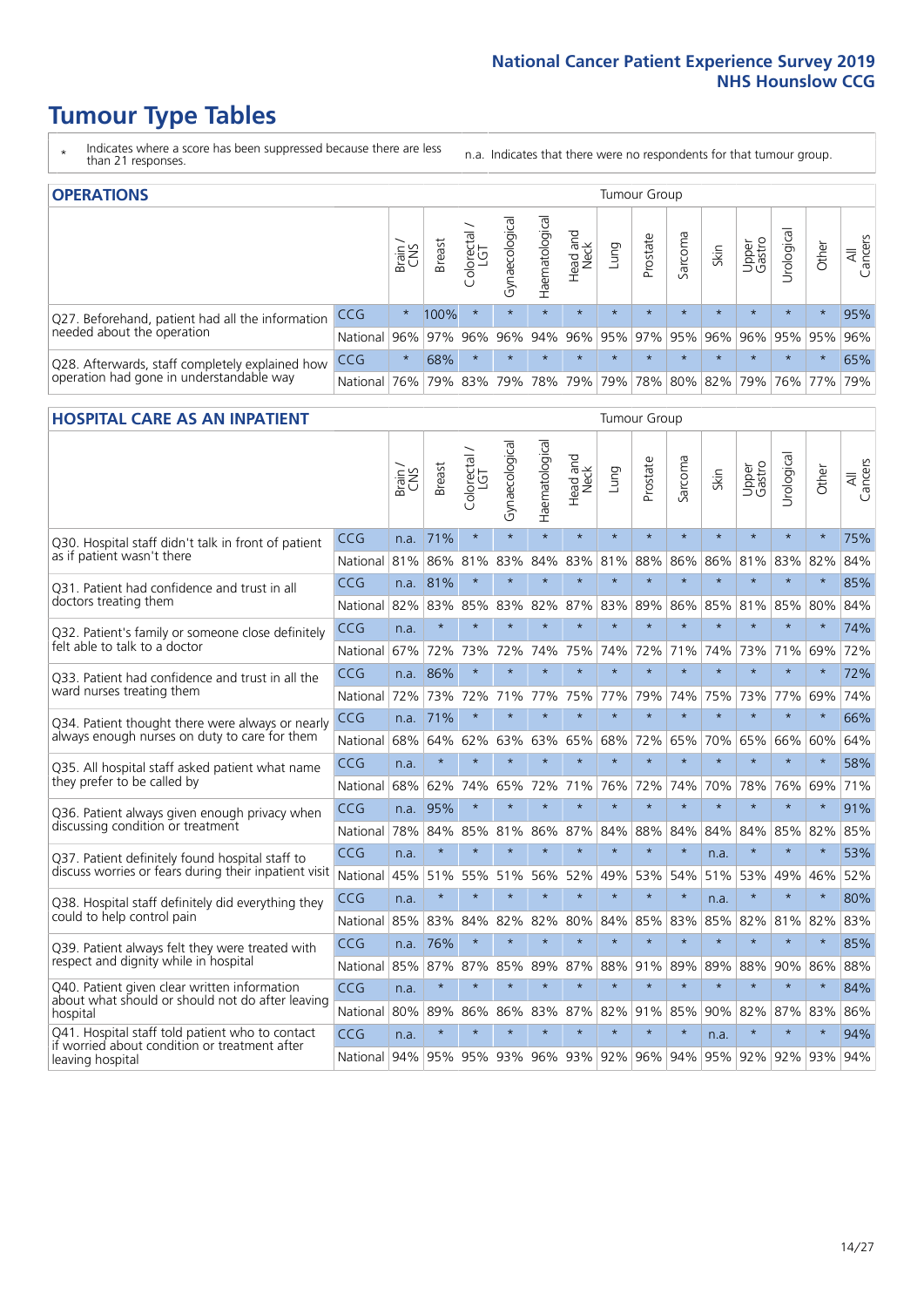# Tumour Type Tables

\* Indicates where a score has been suppressed because there are less than 21 responses.

n.a. Indicates that there were no respondents for that tumour group.

## OPERATIONS

| | | Brain / CNS | Breast | Colorectal / LGT | Gynaecological | Haematological | Head and Neck | Lung | Prostate | Sarcoma | Skin | Upper Gastro | Urological | Other | All Cancers |
|---|---|---|---|---|---|---|---|---|---|---|---|---|---|---|---|
| Q27. Beforehand, patient had all the information needed about the operation | CCG | * | 100% | * | * | * | * | * | * | * | * | * | * | * | 95% |
| | National | 96% | 97% | 96% | 96% | 94% | 96% | 95% | 97% | 95% | 96% | 96% | 95% | 95% | 96% |
| Q28. Afterwards, staff completely explained how operation had gone in understandable way | CCG | * | 68% | * | * | * | * | * | * | * | * | * | * | * | 65% |
| | National | 76% | 79% | 83% | 79% | 78% | 79% | 79% | 78% | 80% | 82% | 79% | 76% | 77% | 79% |

## HOSPITAL CARE AS AN INPATIENT

| | | Brain / CNS | Breast | Colorectal / LGT | Gynaecological | Haematological | Head and Neck | Lung | Prostate | Sarcoma | Skin | Upper Gastro | Urological | Other | All Cancers |
|---|---|---|---|---|---|---|---|---|---|---|---|---|---|---|---|
| Q30. Hospital staff didn't talk in front of patient as if patient wasn't there | CCG | n.a. | 71% | * | * | * | * | * | * | * | * | * | * | * | 75% |
| | National | 81% | 86% | 81% | 83% | 84% | 83% | 81% | 88% | 86% | 86% | 81% | 83% | 82% | 84% |
| Q31. Patient had confidence and trust in all doctors treating them | CCG | n.a. | 81% | * | * | * | * | * | * | * | * | * | * | * | 85% |
| | National | 82% | 83% | 85% | 83% | 82% | 87% | 83% | 89% | 86% | 85% | 81% | 85% | 80% | 84% |
| Q32. Patient's family or someone close definitely felt able to talk to a doctor | CCG | n.a. | * | * | * | * | * | * | * | * | * | * | * | * | 74% |
| | National | 67% | 72% | 73% | 72% | 74% | 75% | 74% | 72% | 71% | 74% | 73% | 71% | 69% | 72% |
| Q33. Patient had confidence and trust in all the ward nurses treating them | CCG | n.a. | 86% | * | * | * | * | * | * | * | * | * | * | * | 72% |
| | National | 72% | 73% | 72% | 71% | 77% | 75% | 77% | 79% | 74% | 75% | 73% | 77% | 69% | 74% |
| Q34. Patient thought there were always or nearly always enough nurses on duty to care for them | CCG | n.a. | 71% | * | * | * | * | * | * | * | * | * | * | * | 66% |
| | National | 68% | 64% | 62% | 63% | 63% | 65% | 68% | 72% | 65% | 70% | 65% | 66% | 60% | 64% |
| Q35. All hospital staff asked patient what name they prefer to be called by | CCG | n.a. | * | * | * | * | * | * | * | * | * | * | * | * | 58% |
| | National | 68% | 62% | 74% | 65% | 72% | 71% | 76% | 72% | 74% | 70% | 78% | 76% | 69% | 71% |
| Q36. Patient always given enough privacy when discussing condition or treatment | CCG | n.a. | 95% | * | * | * | * | * | * | * | * | * | * | * | 91% |
| | National | 78% | 84% | 85% | 81% | 86% | 87% | 84% | 88% | 84% | 84% | 84% | 85% | 82% | 85% |
| Q37. Patient definitely found hospital staff to discuss worries or fears during their inpatient visit | CCG | n.a. | * | * | * | * | * | * | * | * | n.a. | * | * | * | 53% |
| | National | 45% | 51% | 55% | 51% | 56% | 52% | 49% | 53% | 54% | 51% | 53% | 49% | 46% | 52% |
| Q38. Hospital staff definitely did everything they could to help control pain | CCG | n.a. | * | * | * | * | * | * | * | * | n.a. | * | * | * | 80% |
| | National | 85% | 83% | 84% | 82% | 82% | 80% | 84% | 85% | 83% | 85% | 82% | 81% | 82% | 83% |
| Q39. Patient always felt they were treated with respect and dignity while in hospital | CCG | n.a. | 76% | * | * | * | * | * | * | * | * | * | * | * | 85% |
| | National | 85% | 87% | 87% | 85% | 89% | 87% | 88% | 91% | 89% | 89% | 88% | 90% | 86% | 88% |
| Q40. Patient given clear written information about what should or should not do after leaving hospital | CCG | n.a. | * | * | * | * | * | * | * | * | * | * | * | * | 84% |
| | National | 80% | 89% | 86% | 86% | 83% | 87% | 82% | 91% | 85% | 90% | 82% | 87% | 83% | 86% |
| Q41. Hospital staff told patient who to contact if worried about condition or treatment after leaving hospital | CCG | n.a. | * | * | * | * | * | * | * | * | n.a. | * | * | * | 94% |
| | National | 94% | 95% | 95% | 93% | 96% | 93% | 92% | 96% | 94% | 95% | 92% | 92% | 93% | 94% |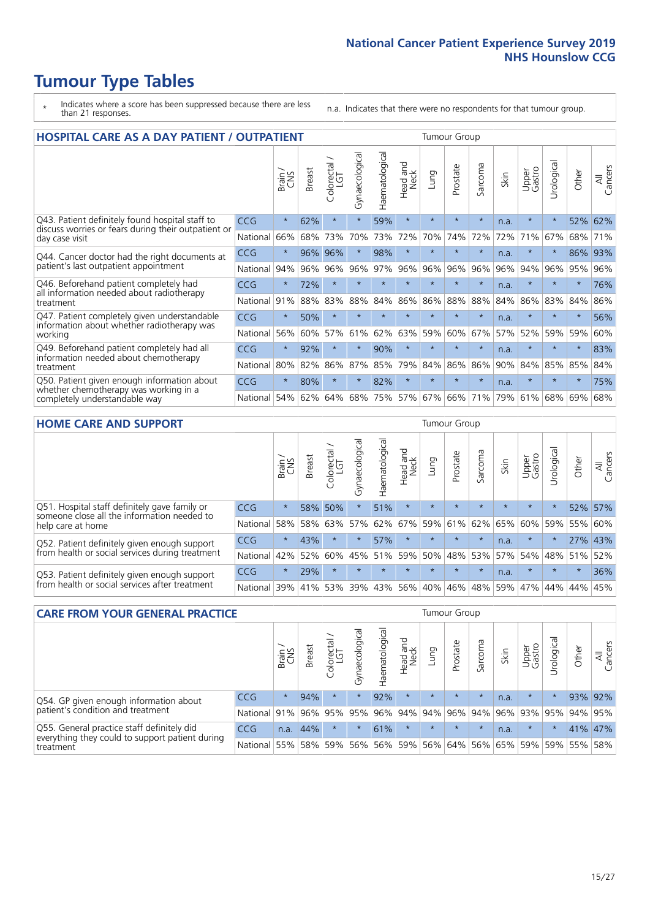# Tumour Type Tables

\* Indicates where a score has been suppressed because there are less than 21 responses.

n.a. Indicates that there were no respondents for that tumour group.

## HOSPITAL CARE AS A DAY PATIENT / OUTPATIENT

| | | Brain / CNS | Breast | Colorectal / LGT | Gynaecological | Haematological | Head and Neck | Lung | Prostate | Sarcoma | Skin | Upper Gastro | Urological | Other | All Cancers |
|---|---|---|---|---|---|---|---|---|---|---|---|---|---|---|---|
| Q43. Patient definitely found hospital staff to discuss worries or fears during their outpatient or day case visit | CCG | * | 62% | * | * | 59% | * | * | * | * | n.a. | * | * | 52% | 62% |
| | National | 66% | 68% | 73% | 70% | 73% | 72% | 70% | 74% | 72% | 72% | 71% | 67% | 68% | 71% |
| Q44. Cancer doctor had the right documents at patient's last outpatient appointment | CCG | * | 96% | 96% | * | 98% | * | * | * | * | n.a. | * | * | 86% | 93% |
| | National | 94% | 96% | 96% | 96% | 97% | 96% | 96% | 96% | 96% | 96% | 94% | 96% | 95% | 96% |
| Q46. Beforehand patient completely had all information needed about radiotherapy treatment | CCG | * | 72% | * | * | * | * | * | * | * | n.a. | * | * | * | 76% |
| | National | 91% | 88% | 83% | 88% | 84% | 86% | 86% | 88% | 88% | 84% | 86% | 83% | 84% | 86% |
| Q47. Patient completely given understandable information about whether radiotherapy was working | CCG | * | 50% | * | * | * | * | * | * | * | n.a. | * | * | * | 56% |
| | National | 56% | 60% | 57% | 61% | 62% | 63% | 59% | 60% | 67% | 57% | 52% | 59% | 59% | 60% |
| Q49. Beforehand patient completely had all information needed about chemotherapy treatment | CCG | * | 92% | * | * | 90% | * | * | * | * | n.a. | * | * | * | 83% |
| | National | 80% | 82% | 86% | 87% | 85% | 79% | 84% | 86% | 86% | 90% | 84% | 85% | 85% | 84% |
| Q50. Patient given enough information about whether chemotherapy was working in a completely understandable way | CCG | * | 80% | * | * | 82% | * | * | * | * | n.a. | * | * | * | 75% |
| | National | 54% | 62% | 64% | 68% | 75% | 57% | 67% | 66% | 71% | 79% | 61% | 68% | 69% | 68% |

## HOME CARE AND SUPPORT

| | | Brain / CNS | Breast | Colorectal / LGT | Gynaecological | Haematological | Head and Neck | Lung | Prostate | Sarcoma | Skin | Upper Gastro | Urological | Other | All Cancers |
|---|---|---|---|---|---|---|---|---|---|---|---|---|---|---|---|
| Q51. Hospital staff definitely gave family or someone close all the information needed to help care at home | CCG | * | 58% | 50% | * | 51% | * | * | * | * | * | * | * | 52% | 57% |
| | National | 58% | 58% | 63% | 57% | 62% | 67% | 59% | 61% | 62% | 65% | 60% | 59% | 55% | 60% |
| Q52. Patient definitely given enough support from health or social services during treatment | CCG | * | 43% | * | * | 57% | * | * | * | * | n.a. | * | * | 27% | 43% |
| | National | 42% | 52% | 60% | 45% | 51% | 59% | 50% | 48% | 53% | 57% | 54% | 48% | 51% | 52% |
| Q53. Patient definitely given enough support from health or social services after treatment | CCG | * | 29% | * | * | * | * | * | * | * | n.a. | * | * | * | 36% |
| | National | 39% | 41% | 53% | 39% | 43% | 56% | 40% | 46% | 48% | 59% | 47% | 44% | 44% | 45% |

## CARE FROM YOUR GENERAL PRACTICE

| | | Brain / CNS | Breast | Colorectal / LGT | Gynaecological | Haematological | Head and Neck | Lung | Prostate | Sarcoma | Skin | Upper Gastro | Urological | Other | All Cancers |
|---|---|---|---|---|---|---|---|---|---|---|---|---|---|---|---|
| Q54. GP given enough information about patient's condition and treatment | CCG | * | 94% | * | * | 92% | * | * | * | * | n.a. | * | * | 93% | 92% |
| | National | 91% | 96% | 95% | 95% | 96% | 94% | 94% | 96% | 94% | 96% | 93% | 95% | 94% | 95% |
| Q55. General practice staff definitely did everything they could to support patient during treatment | CCG | n.a. | 44% | * | * | 61% | * | * | * | * | n.a. | * | * | 41% | 47% |
| | National | 55% | 58% | 59% | 56% | 56% | 59% | 56% | 64% | 56% | 65% | 59% | 59% | 55% | 58% |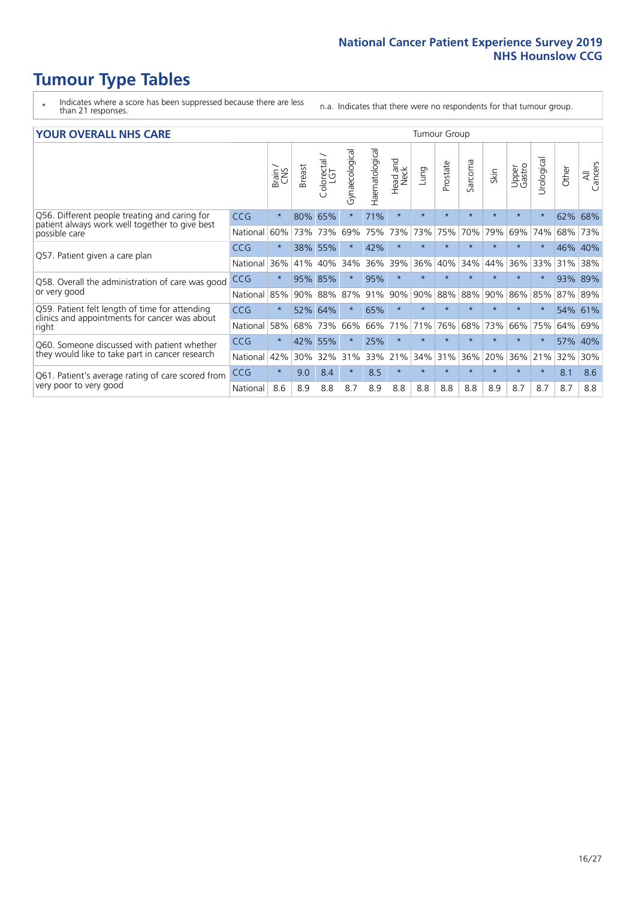# Tumour Type Tables

- \* Indicates where a score has been suppressed because there are less than 21 responses.
- n.a. Indicates that there were no respondents for that tumour group.

## YOUR OVERALL NHS CARE

| | | Brain / CNS | Breast | Colorectal / LGT | Gynaecological | Haematological | Head and Neck | Lung | Prostate | Sarcoma | Skin | Upper Gastro | Urological | Other | All Cancers |
|---|---|---|---|---|---|---|---|---|---|---|---|---|---|---|---|
| Q56. Different people treating and caring for patient always work well together to give best possible care | CCG | * | 80% | 65% | * | 71% | * | * | * | * | * | * | * | 62% | 68% |
| | National | 60% | 73% | 73% | 69% | 75% | 73% | 73% | 75% | 70% | 79% | 69% | 74% | 68% | 73% |
| Q57. Patient given a care plan | CCG | * | 38% | 55% | * | 42% | * | * | * | * | * | * | * | 46% | 40% |
| | National | 36% | 41% | 40% | 34% | 36% | 39% | 36% | 40% | 34% | 44% | 36% | 33% | 31% | 38% |
| Q58. Overall the administration of care was good or very good | CCG | * | 95% | 85% | * | 95% | * | * | * | * | * | * | * | 93% | 89% |
| | National | 85% | 90% | 88% | 87% | 91% | 90% | 90% | 88% | 88% | 90% | 86% | 85% | 87% | 89% |
| Q59. Patient felt length of time for attending clinics and appointments for cancer was about right | CCG | * | 52% | 64% | * | 65% | * | * | * | * | * | * | * | 54% | 61% |
| | National | 58% | 68% | 73% | 66% | 66% | 71% | 71% | 76% | 68% | 73% | 66% | 75% | 64% | 69% |
| Q60. Someone discussed with patient whether they would like to take part in cancer research | CCG | * | 42% | 55% | * | 25% | * | * | * | * | * | * | * | 57% | 40% |
| | National | 42% | 30% | 32% | 31% | 33% | 21% | 34% | 31% | 36% | 20% | 36% | 21% | 32% | 30% |
| Q61. Patient's average rating of care scored from very poor to very good | CCG | * | 9.0 | 8.4 | * | 8.5 | * | * | * | * | * | * | * | 8.1 | 8.6 |
| | National | 8.6 | 8.9 | 8.8 | 8.7 | 8.9 | 8.8 | 8.8 | 8.8 | 8.8 | 8.9 | 8.7 | 8.7 | 8.7 | 8.8 |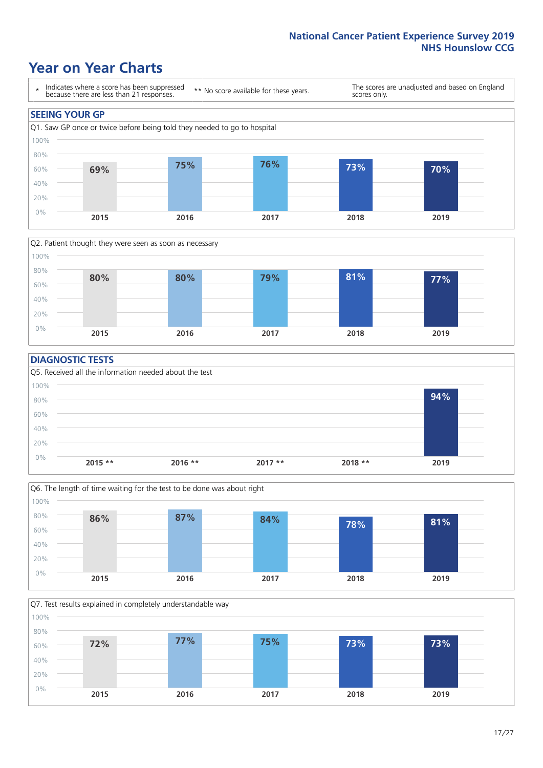National Cancer Patient Experience Survey 2019
NHS Hounslow CCG

# Year on Year Charts

\* Indicates where a score has been suppressed because there are less than 21 responses.

** No score available for these years.

The scores are unadjusted and based on England scores only.

## SEEING YOUR GP

Q1. Saw GP once or twice before being told they needed to go to hospital

| 2015 | 2016 | 2017 | 2018 | 2019 |
|---|---|---|---|---|
| 69% | 75% | 76% | 73% | 70% |

Q2. Patient thought they were seen as soon as necessary

| 2015 | 2016 | 2017 | 2018 | 2019 |
|---|---|---|---|---|
| 80% | 80% | 79% | 81% | 77% |

## DIAGNOSTIC TESTS

Q5. Received all the information needed about the test

| 2015 ** | 2016 ** | 2017 ** | 2018 ** | 2019 |
|---|---|---|---|---|
| | | | | 94% |

Q6. The length of time waiting for the test to be done was about right

| 2015 | 2016 | 2017 | 2018 | 2019 |
|---|---|---|---|---|
| 86% | 87% | 84% | 78% | 81% |

Q7. Test results explained in completely understandable way

| 2015 | 2016 | 2017 | 2018 | 2019 |
|---|---|---|---|---|
| 72% | 77% | 75% | 73% | 73% |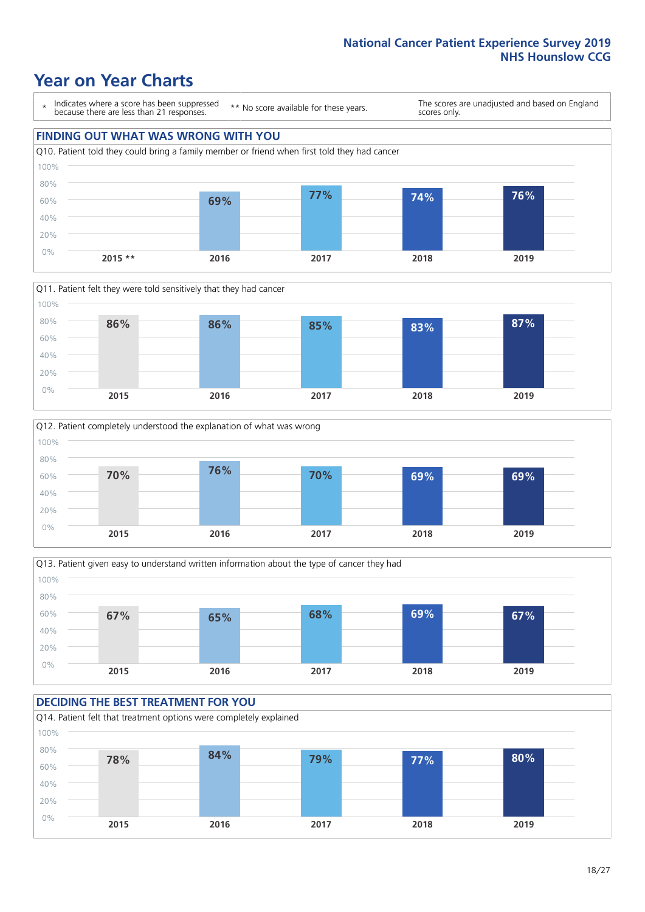National Cancer Patient Experience Survey 2019
NHS Hounslow CCG

# Year on Year Charts

\* Indicates where a score has been suppressed because there are less than 21 responses.

** No score available for these years.

The scores are unadjusted and based on England scores only.

## FINDING OUT WHAT WAS WRONG WITH YOU

Q10. Patient told they could bring a family member or friend when first told they had cancer

| 2015 ** | 2016 | 2017 | 2018 | 2019 |
|---|---|---|---|---|
| | 69% | 77% | 74% | 76% |

Q11. Patient felt they were told sensitively that they had cancer

| 2015 | 2016 | 2017 | 2018 | 2019 |
|---|---|---|---|---|
| 86% | 86% | 85% | 83% | 87% |

Q12. Patient completely understood the explanation of what was wrong

| 2015 | 2016 | 2017 | 2018 | 2019 |
|---|---|---|---|---|
| 70% | 76% | 70% | 69% | 69% |

Q13. Patient given easy to understand written information about the type of cancer they had

| 2015 | 2016 | 2017 | 2018 | 2019 |
|---|---|---|---|---|
| 67% | 65% | 68% | 69% | 67% |

## DECIDING THE BEST TREATMENT FOR YOU

Q14. Patient felt that treatment options were completely explained

| 2015 | 2016 | 2017 | 2018 | 2019 |
|---|---|---|---|---|
| 78% | 84% | 79% | 77% | 80% |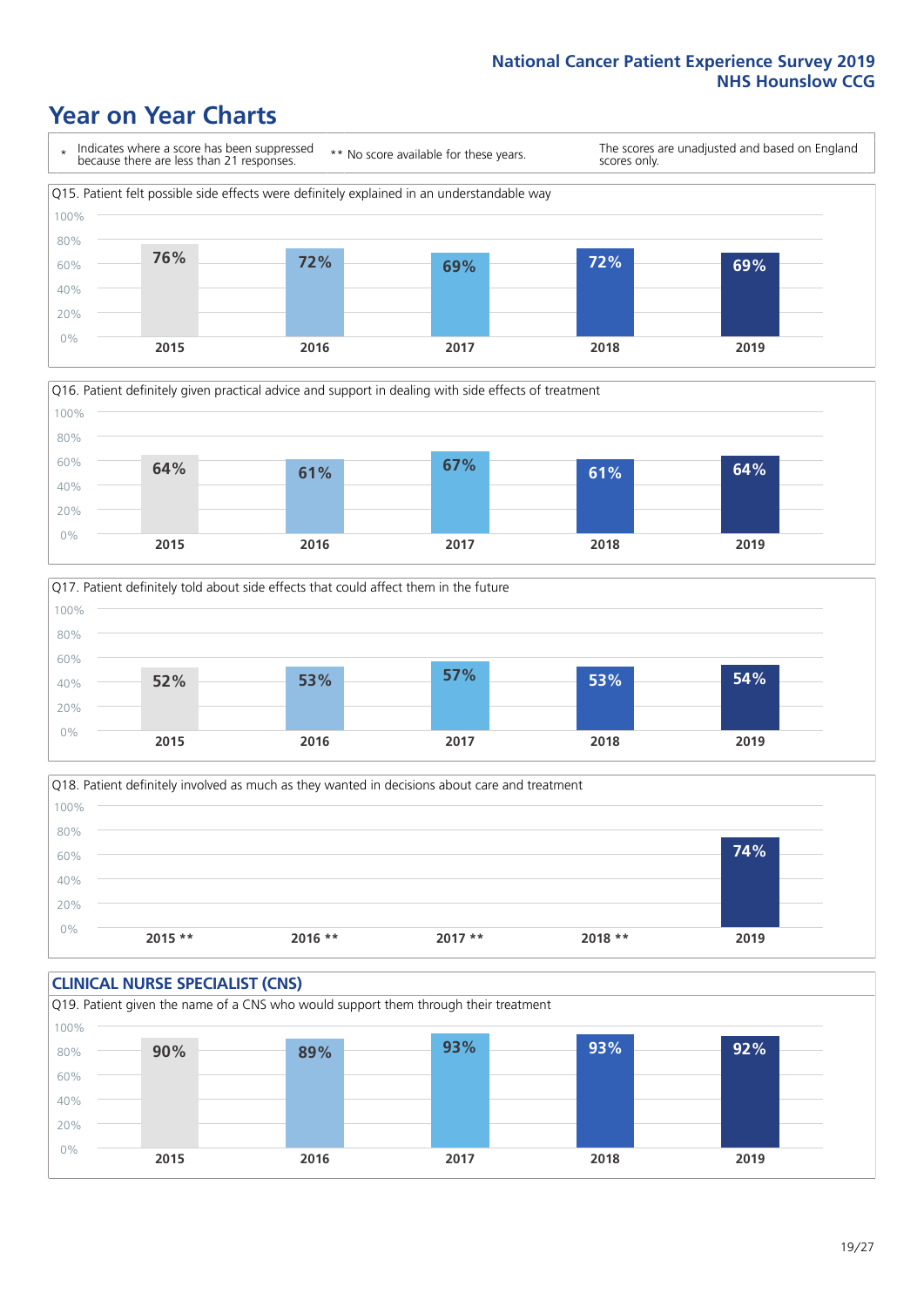# Year on Year Charts

\* Indicates where a score has been suppressed because there are less than 21 responses.

** No score available for these years.

The scores are unadjusted and based on England scores only.

Q15. Patient felt possible side effects were definitely explained in an understandable way

| 2015 | 2016 | 2017 | 2018 | 2019 |
| --- | --- | --- | --- | --- |
| 76% | 72% | 69% | 72% | 69% |

Q16. Patient definitely given practical advice and support in dealing with side effects of treatment

| 2015 | 2016 | 2017 | 2018 | 2019 |
| --- | --- | --- | --- | --- |
| 64% | 61% | 67% | 61% | 64% |

Q17. Patient definitely told about side effects that could affect them in the future

| 2015 | 2016 | 2017 | 2018 | 2019 |
| --- | --- | --- | --- | --- |
| 52% | 53% | 57% | 53% | 54% |

Q18. Patient definitely involved as much as they wanted in decisions about care and treatment

| 2015 ** | 2016 ** | 2017 ** | 2018 ** | 2019 |
| --- | --- | --- | --- | --- |
| | | | | 74% |

## CLINICAL NURSE SPECIALIST (CNS)

Q19. Patient given the name of a CNS who would support them through their treatment

| 2015 | 2016 | 2017 | 2018 | 2019 |
| --- | --- | --- | --- | --- |
| 90% | 89% | 93% | 93% | 92% |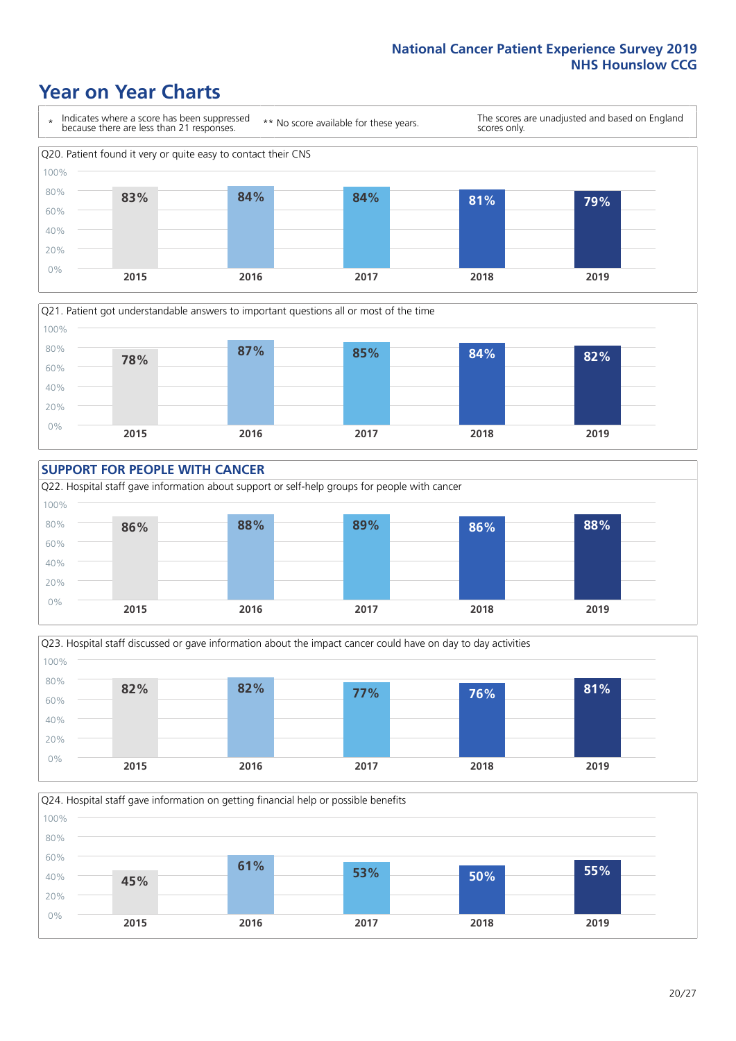# Year on Year Charts

\* Indicates where a score has been suppressed because there are less than 21 responses.

\*\* No score available for these years.

The scores are unadjusted and based on England scores only.

Q20. Patient found it very or quite easy to contact their CNS

| 2015 | 2016 | 2017 | 2018 | 2019 |
|---|---|---|---|---|
| 83% | 84% | 84% | 81% | 79% |

Q21. Patient got understandable answers to important questions all or most of the time

| 2015 | 2016 | 2017 | 2018 | 2019 |
|---|---|---|---|---|
| 78% | 87% | 85% | 84% | 82% |

## SUPPORT FOR PEOPLE WITH CANCER

Q22. Hospital staff gave information about support or self-help groups for people with cancer

| 2015 | 2016 | 2017 | 2018 | 2019 |
|---|---|---|---|---|
| 86% | 88% | 89% | 86% | 88% |

Q23. Hospital staff discussed or gave information about the impact cancer could have on day to day activities

| 2015 | 2016 | 2017 | 2018 | 2019 |
|---|---|---|---|---|
| 82% | 82% | 77% | 76% | 81% |

Q24. Hospital staff gave information on getting financial help or possible benefits

| 2015 | 2016 | 2017 | 2018 | 2019 |
|---|---|---|---|---|
| 45% | 61% | 53% | 50% | 55% |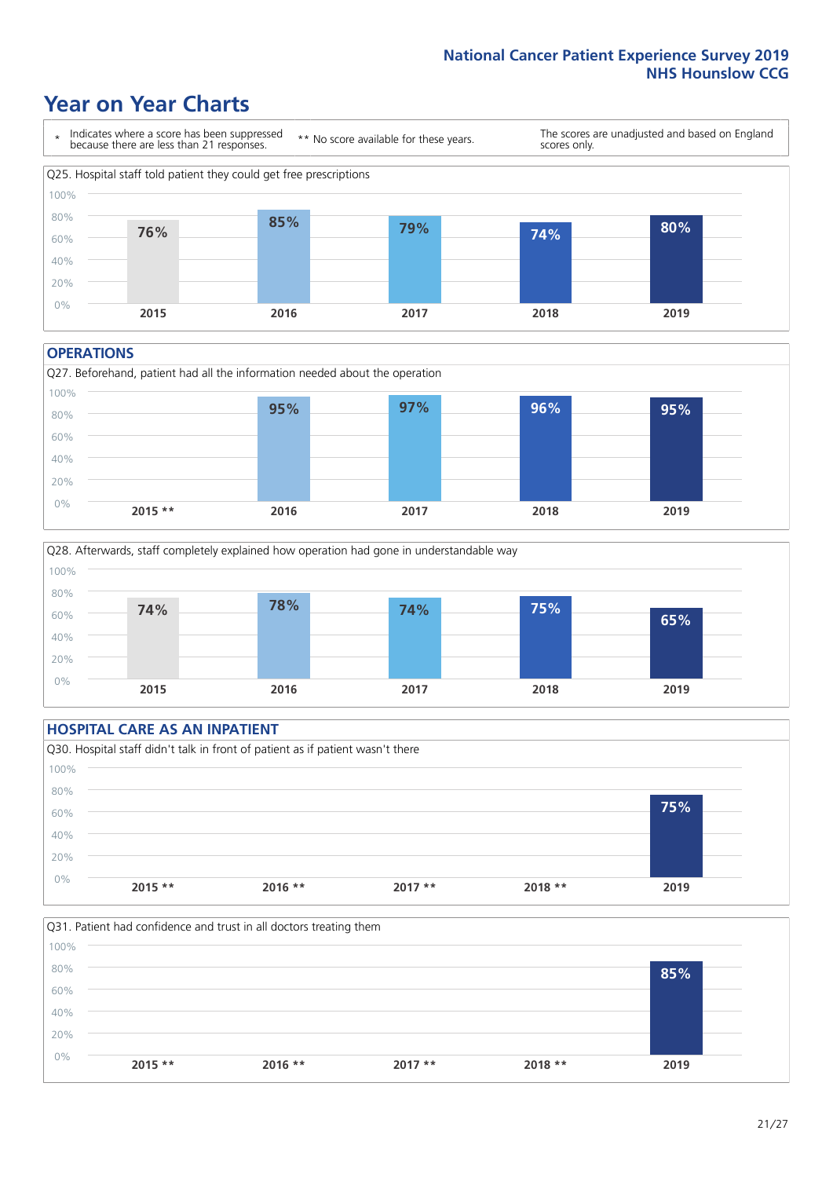National Cancer Patient Experience Survey 2019
NHS Hounslow CCG

# Year on Year Charts

\* Indicates where a score has been suppressed because there are less than 21 responses. ** No score available for these years. The scores are unadjusted and based on England scores only.

Q25. Hospital staff told patient they could get free prescriptions

| 2015 | 2016 | 2017 | 2018 | 2019 |
|---|---|---|---|---|
| 76% | 85% | 79% | 74% | 80% |

## OPERATIONS

Q27. Beforehand, patient had all the information needed about the operation

| 2015 ** | 2016 | 2017 | 2018 | 2019 |
|---|---|---|---|---|
| | 95% | 97% | 96% | 95% |

Q28. Afterwards, staff completely explained how operation had gone in understandable way

| 2015 | 2016 | 2017 | 2018 | 2019 |
|---|---|---|---|---|
| 74% | 78% | 74% | 75% | 65% |

## HOSPITAL CARE AS AN INPATIENT

Q30. Hospital staff didn't talk in front of patient as if patient wasn't there

| 2015 ** | 2016 ** | 2017 ** | 2018 ** | 2019 |
|---|---|---|---|---|
| | | | | 75% |

Q31. Patient had confidence and trust in all doctors treating them

| 2015 ** | 2016 ** | 2017 ** | 2018 ** | 2019 |
|---|---|---|---|---|
| | | | | 85% |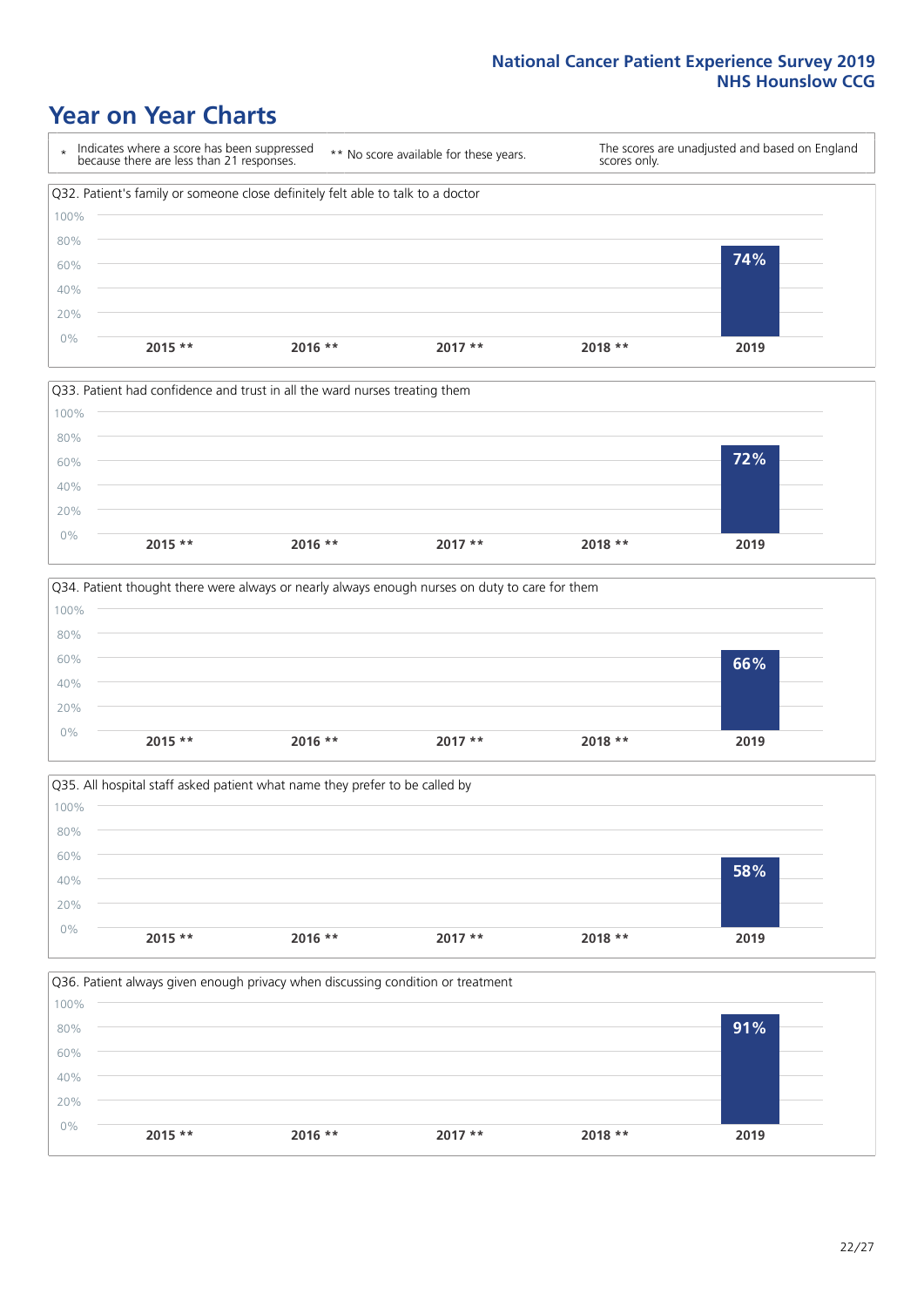# Year on Year Charts

\* Indicates where a score has been suppressed because there are less than 21 responses.

** No score available for these years.

The scores are unadjusted and based on England scores only.

### Q32. Patient's family or someone close definitely felt able to talk to a doctor

| 2015 ** | 2016 ** | 2017 ** | 2018 ** | 2019 |
|---|---|---|---|---|
| | | | | 74% |

### Q33. Patient had confidence and trust in all the ward nurses treating them

| 2015 ** | 2016 ** | 2017 ** | 2018 ** | 2019 |
|---|---|---|---|---|
| | | | | 72% |

### Q34. Patient thought there were always or nearly always enough nurses on duty to care for them

| 2015 ** | 2016 ** | 2017 ** | 2018 ** | 2019 |
|---|---|---|---|---|
| | | | | 66% |

### Q35. All hospital staff asked patient what name they prefer to be called by

| 2015 ** | 2016 ** | 2017 ** | 2018 ** | 2019 |
|---|---|---|---|---|
| | | | | 58% |

### Q36. Patient always given enough privacy when discussing condition or treatment

| 2015 ** | 2016 ** | 2017 ** | 2018 ** | 2019 |
|---|---|---|---|---|
| | | | | 91% |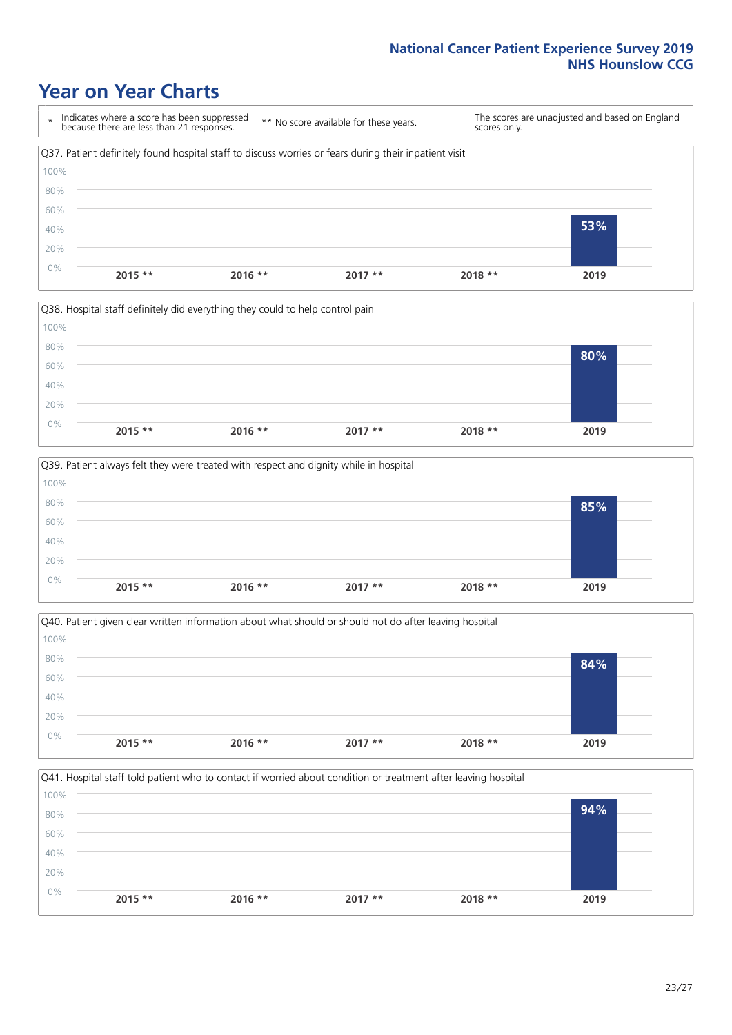# Year on Year Charts

\* Indicates where a score has been suppressed because there are less than 21 responses.

\*\* No score available for these years.

The scores are unadjusted and based on England scores only.

Q37. Patient definitely found hospital staff to discuss worries or fears during their inpatient visit

| 2015 ** | 2016 ** | 2017 ** | 2018 ** | 2019 |
|---|---|---|---|---|
| | | | | 53% |

Q38. Hospital staff definitely did everything they could to help control pain

| 2015 ** | 2016 ** | 2017 ** | 2018 ** | 2019 |
|---|---|---|---|---|
| | | | | 80% |

Q39. Patient always felt they were treated with respect and dignity while in hospital

| 2015 ** | 2016 ** | 2017 ** | 2018 ** | 2019 |
|---|---|---|---|---|
| | | | | 85% |

Q40. Patient given clear written information about what should or should not do after leaving hospital

| 2015 ** | 2016 ** | 2017 ** | 2018 ** | 2019 |
|---|---|---|---|---|
| | | | | 84% |

Q41. Hospital staff told patient who to contact if worried about condition or treatment after leaving hospital

| 2015 ** | 2016 ** | 2017 ** | 2018 ** | 2019 |
|---|---|---|---|---|
| | | | | 94% |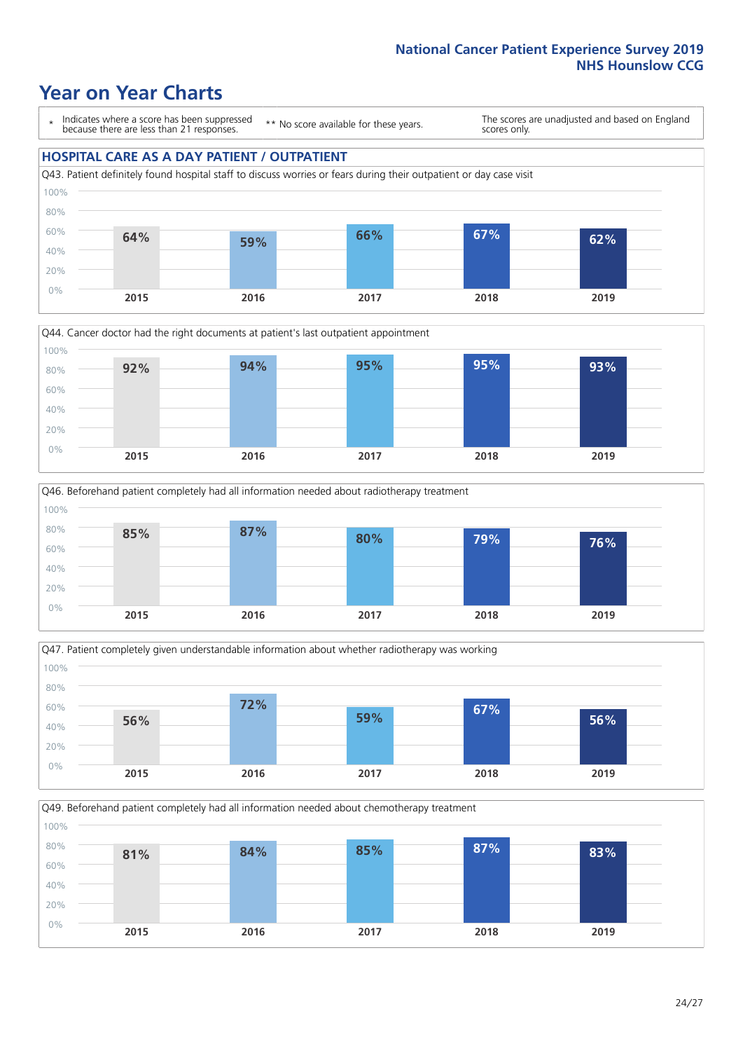# Year on Year Charts

\* Indicates where a score has been suppressed because there are less than 21 responses.

\*\* No score available for these years.

The scores are unadjusted and based on England scores only.

## HOSPITAL CARE AS A DAY PATIENT / OUTPATIENT

Q43. Patient definitely found hospital staff to discuss worries or fears during their outpatient or day case visit

| 2015 | 2016 | 2017 | 2018 | 2019 |
|---|---|---|---|---|
| 64% | 59% | 66% | 67% | 62% |

Q44. Cancer doctor had the right documents at patient's last outpatient appointment

| 2015 | 2016 | 2017 | 2018 | 2019 |
|---|---|---|---|---|
| 92% | 94% | 95% | 95% | 93% |

Q46. Beforehand patient completely had all information needed about radiotherapy treatment

| 2015 | 2016 | 2017 | 2018 | 2019 |
|---|---|---|---|---|
| 85% | 87% | 80% | 79% | 76% |

Q47. Patient completely given understandable information about whether radiotherapy was working

| 2015 | 2016 | 2017 | 2018 | 2019 |
|---|---|---|---|---|
| 56% | 72% | 59% | 67% | 56% |

Q49. Beforehand patient completely had all information needed about chemotherapy treatment

| 2015 | 2016 | 2017 | 2018 | 2019 |
|---|---|---|---|---|
| 81% | 84% | 85% | 87% | 83% |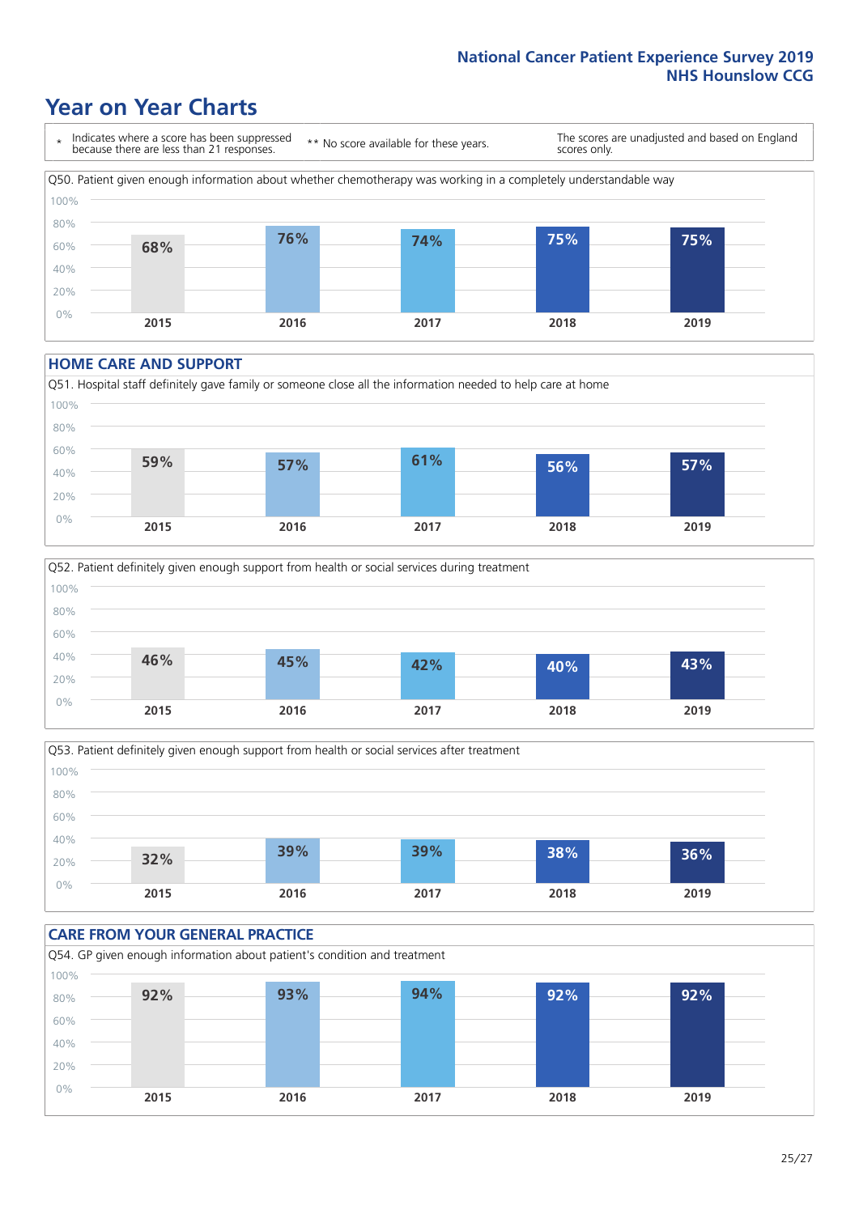# Year on Year Charts

\* Indicates where a score has been suppressed because there are less than 21 responses.

\*\* No score available for these years.

The scores are unadjusted and based on England scores only.

Q50. Patient given enough information about whether chemotherapy was working in a completely understandable way

| 2015 | 2016 | 2017 | 2018 | 2019 |
|---|---|---|---|---|
| 68% | 76% | 74% | 75% | 75% |

## HOME CARE AND SUPPORT

Q51. Hospital staff definitely gave family or someone close all the information needed to help care at home

| 2015 | 2016 | 2017 | 2018 | 2019 |
|---|---|---|---|---|
| 59% | 57% | 61% | 56% | 57% |

Q52. Patient definitely given enough support from health or social services during treatment

| 2015 | 2016 | 2017 | 2018 | 2019 |
|---|---|---|---|---|
| 46% | 45% | 42% | 40% | 43% |

Q53. Patient definitely given enough support from health or social services after treatment

| 2015 | 2016 | 2017 | 2018 | 2019 |
|---|---|---|---|---|
| 32% | 39% | 39% | 38% | 36% |

## CARE FROM YOUR GENERAL PRACTICE

Q54. GP given enough information about patient's condition and treatment

| 2015 | 2016 | 2017 | 2018 | 2019 |
|---|---|---|---|---|
| 92% | 93% | 94% | 92% | 92% |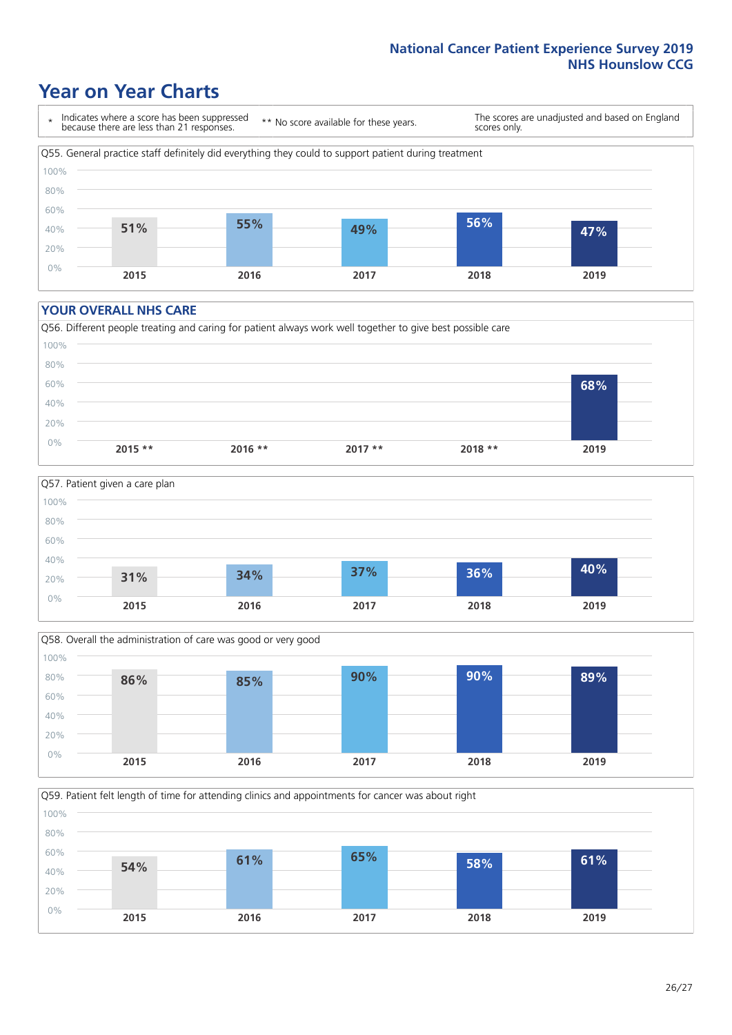# Year on Year Charts

\* Indicates where a score has been suppressed because there are less than 21 responses.

\*\* No score available for these years.

The scores are unadjusted and based on England scores only.

Q55. General practice staff definitely did everything they could to support patient during treatment

| 2015 | 2016 | 2017 | 2018 | 2019 |
|---|---|---|---|---|
| 51% | 55% | 49% | 56% | 47% |

## YOUR OVERALL NHS CARE

Q56. Different people treating and caring for patient always work well together to give best possible care

| 2015 ** | 2016 ** | 2017 ** | 2018 ** | 2019 |
|---|---|---|---|---|
| | | | | 68% |

Q57. Patient given a care plan

| 2015 | 2016 | 2017 | 2018 | 2019 |
|---|---|---|---|---|
| 31% | 34% | 37% | 36% | 40% |

Q58. Overall the administration of care was good or very good

| 2015 | 2016 | 2017 | 2018 | 2019 |
|---|---|---|---|---|
| 86% | 85% | 90% | 90% | 89% |

Q59. Patient felt length of time for attending clinics and appointments for cancer was about right

| 2015 | 2016 | 2017 | 2018 | 2019 |
|---|---|---|---|---|
| 54% | 61% | 65% | 58% | 61% |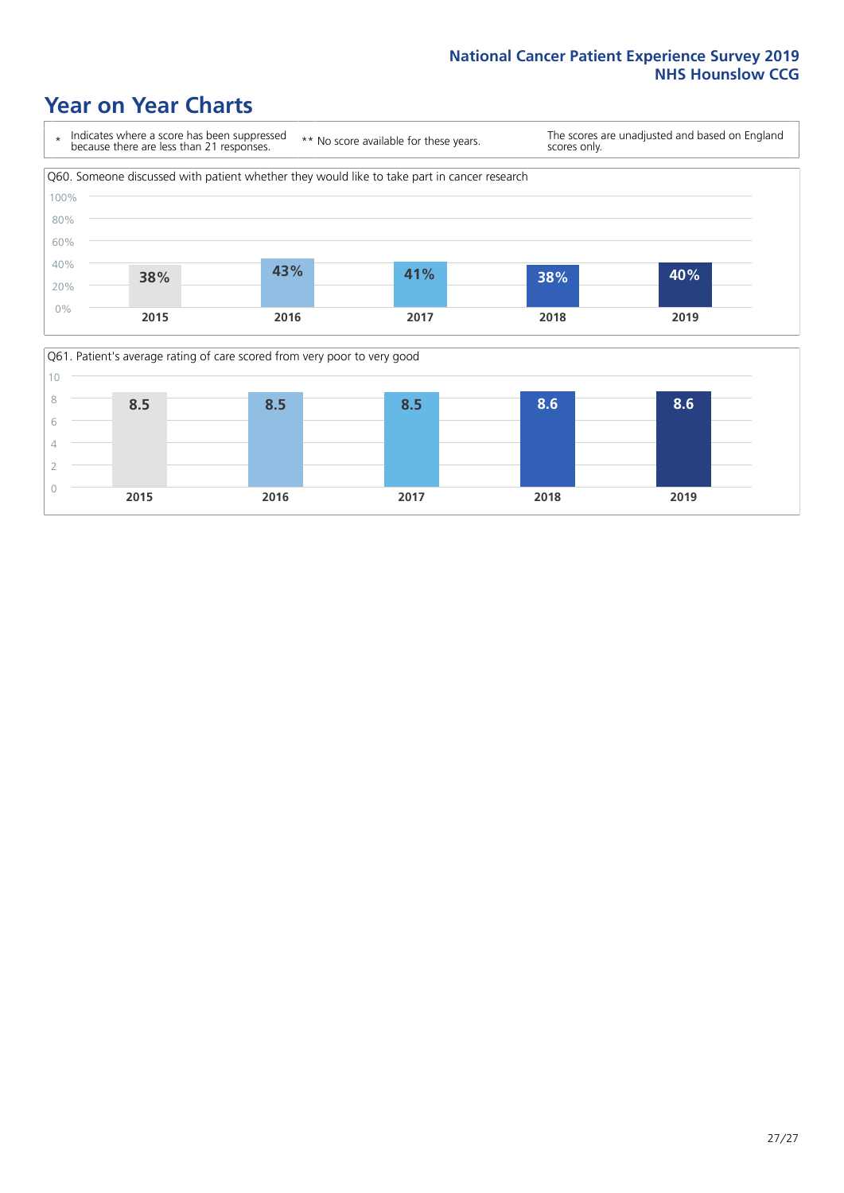# Year on Year Charts

\* Indicates where a score has been suppressed because there are less than 21 responses.

** No score available for these years.

The scores are unadjusted and based on England scores only.

Q60. Someone discussed with patient whether they would like to take part in cancer research

100%
80%
60%
40%
20%
0%

38% 2015
43% 2016
41% 2017
38% 2018
40% 2019

Q61. Patient's average rating of care scored from very poor to very good

10
8
6
4
2
0

8.5 2015
8.5 2016
8.5 2017
8.6 2018
8.6 2019